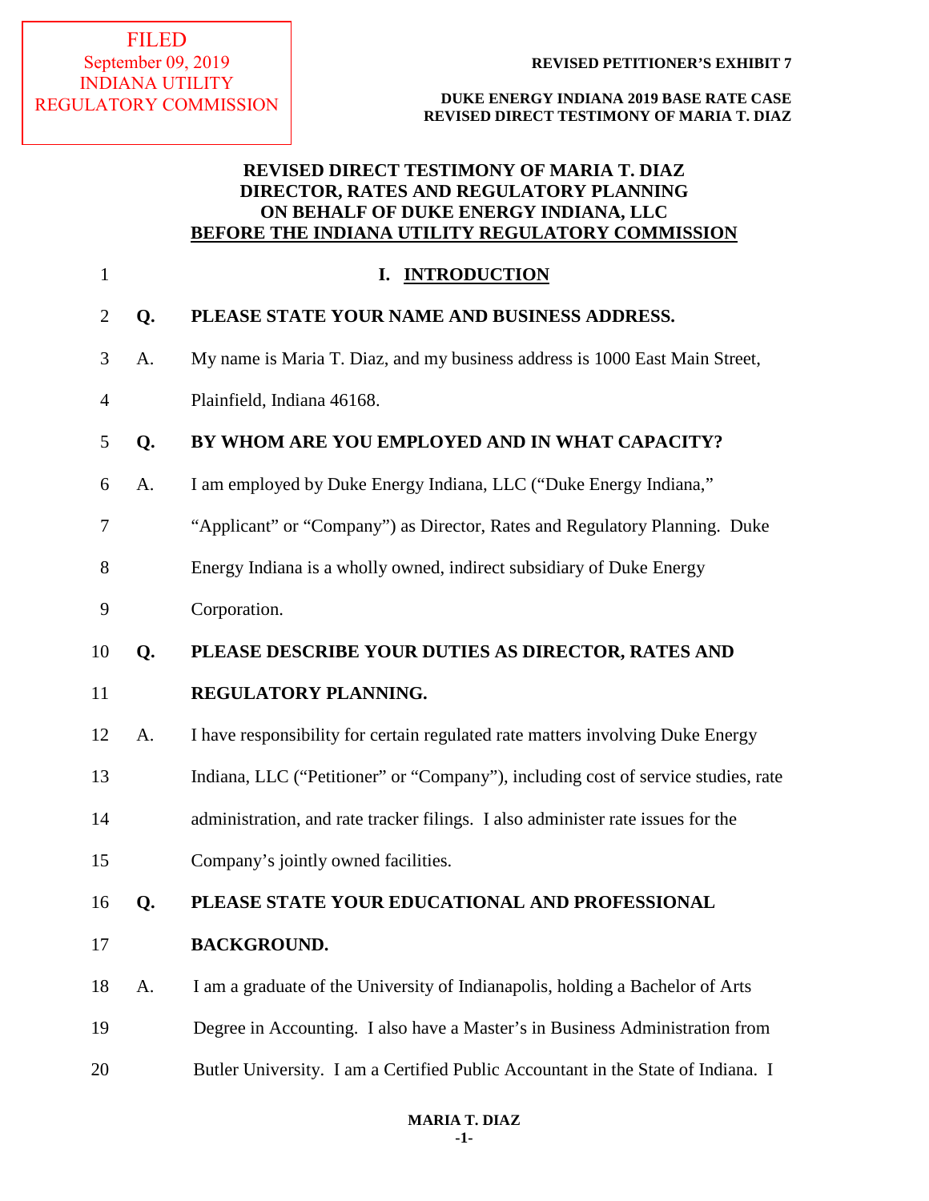FILED
September 09, 2019
INDIANA UTILITY
REGULATORY COMMISSION

**REVISED PETITIONER'S EXHIBIT 7**

**DUKE ENERGY INDIANA 2019 BASE RATE CASE**
**REVISED DIRECT TESTIMONY OF MARIA T. DIAZ**

# REVISED DIRECT TESTIMONY OF MARIA T. DIAZ
# DIRECTOR, RATES AND REGULATORY PLANNING
# ON BEHALF OF DUKE ENERGY INDIANA, LLC
# BEFORE THE INDIANA UTILITY REGULATORY COMMISSION

## I. INTRODUCTION

**Q. PLEASE STATE YOUR NAME AND BUSINESS ADDRESS.**

A. My name is Maria T. Diaz, and my business address is 1000 East Main Street, Plainfield, Indiana 46168.

**Q. BY WHOM ARE YOU EMPLOYED AND IN WHAT CAPACITY?**

A. I am employed by Duke Energy Indiana, LLC ("Duke Energy Indiana," "Applicant" or "Company") as Director, Rates and Regulatory Planning. Duke Energy Indiana is a wholly owned, indirect subsidiary of Duke Energy Corporation.

**Q. PLEASE DESCRIBE YOUR DUTIES AS DIRECTOR, RATES AND REGULATORY PLANNING.**

A. I have responsibility for certain regulated rate matters involving Duke Energy Indiana, LLC ("Petitioner" or "Company"), including cost of service studies, rate administration, and rate tracker filings. I also administer rate issues for the Company's jointly owned facilities.

**Q. PLEASE STATE YOUR EDUCATIONAL AND PROFESSIONAL BACKGROUND.**

A. I am a graduate of the University of Indianapolis, holding a Bachelor of Arts Degree in Accounting. I also have a Master's in Business Administration from Butler University. I am a Certified Public Accountant in the State of Indiana. I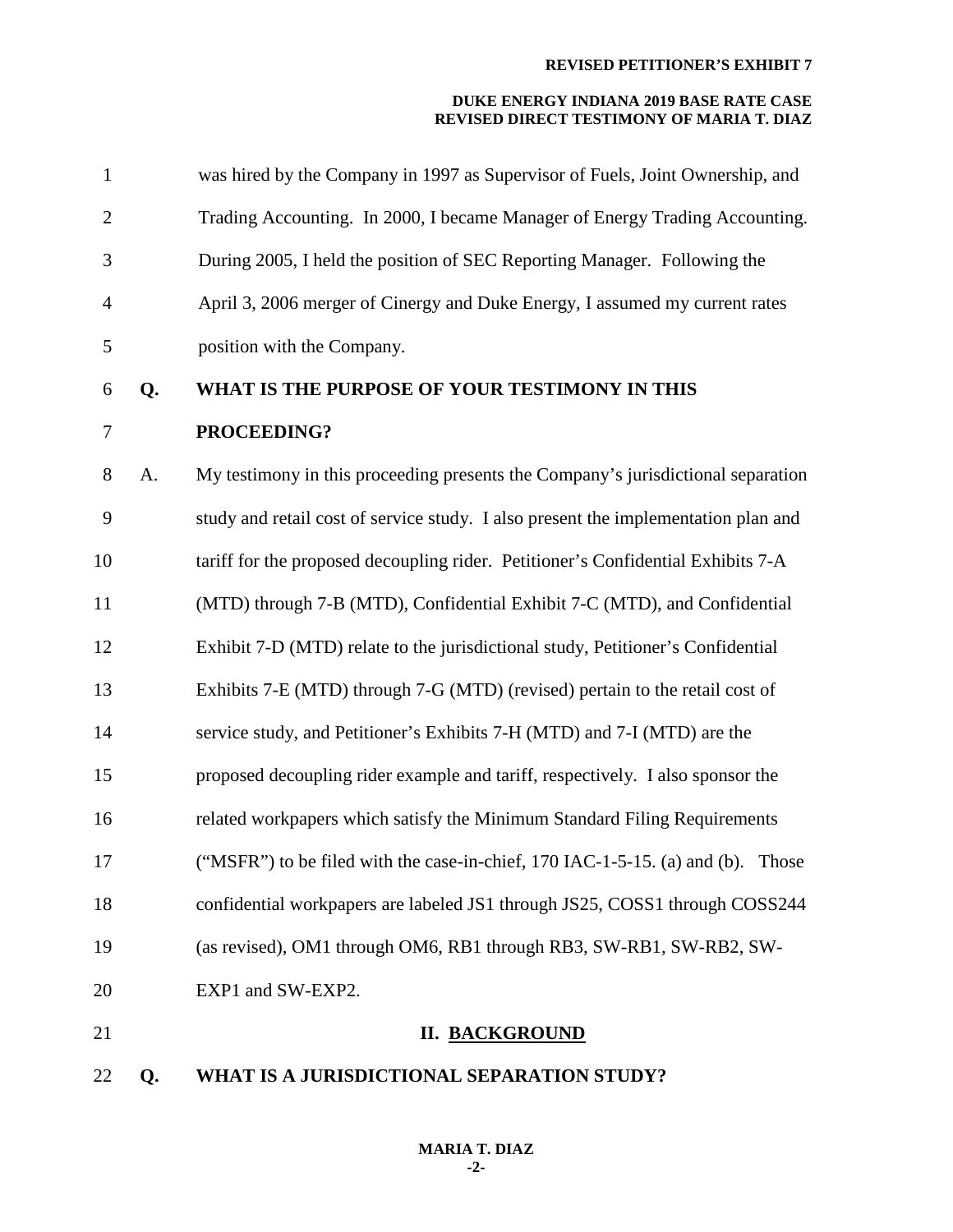was hired by the Company in 1997 as Supervisor of Fuels, Joint Ownership, and Trading Accounting. In 2000, I became Manager of Energy Trading Accounting. During 2005, I held the position of SEC Reporting Manager. Following the April 3, 2006 merger of Cinergy and Duke Energy, I assumed my current rates position with the Company.

**Q. WHAT IS THE PURPOSE OF YOUR TESTIMONY IN THIS PROCEEDING?**

A. My testimony in this proceeding presents the Company's jurisdictional separation study and retail cost of service study. I also present the implementation plan and tariff for the proposed decoupling rider. Petitioner's Confidential Exhibits 7-A (MTD) through 7-B (MTD), Confidential Exhibit 7-C (MTD), and Confidential Exhibit 7-D (MTD) relate to the jurisdictional study, Petitioner's Confidential Exhibits 7-E (MTD) through 7-G (MTD) (revised) pertain to the retail cost of service study, and Petitioner's Exhibits 7-H (MTD) and 7-I (MTD) are the proposed decoupling rider example and tariff, respectively. I also sponsor the related workpapers which satisfy the Minimum Standard Filing Requirements ("MSFR") to be filed with the case-in-chief, 170 IAC-1-5-15. (a) and (b). Those confidential workpapers are labeled JS1 through JS25, COSS1 through COSS244 (as revised), OM1 through OM6, RB1 through RB3, SW-RB1, SW-RB2, SW-EXP1 and SW-EXP2.

## II. BACKGROUND

**Q. WHAT IS A JURISDICTIONAL SEPARATION STUDY?**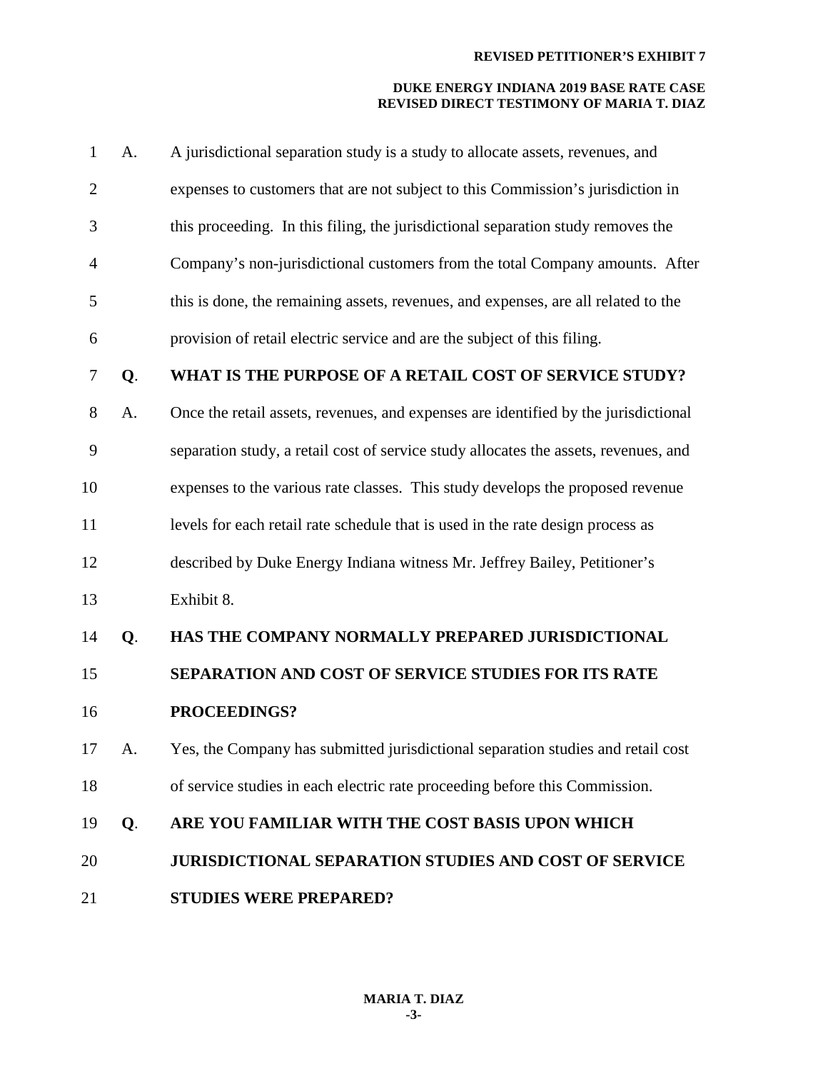A. A jurisdictional separation study is a study to allocate assets, revenues, and expenses to customers that are not subject to this Commission's jurisdiction in this proceeding. In this filing, the jurisdictional separation study removes the Company's non-jurisdictional customers from the total Company amounts. After this is done, the remaining assets, revenues, and expenses, are all related to the provision of retail electric service and are the subject of this filing.

**Q. WHAT IS THE PURPOSE OF A RETAIL COST OF SERVICE STUDY?**

A. Once the retail assets, revenues, and expenses are identified by the jurisdictional separation study, a retail cost of service study allocates the assets, revenues, and expenses to the various rate classes. This study develops the proposed revenue levels for each retail rate schedule that is used in the rate design process as described by Duke Energy Indiana witness Mr. Jeffrey Bailey, Petitioner's Exhibit 8.

**Q. HAS THE COMPANY NORMALLY PREPARED JURISDICTIONAL SEPARATION AND COST OF SERVICE STUDIES FOR ITS RATE PROCEEDINGS?**

A. Yes, the Company has submitted jurisdictional separation studies and retail cost of service studies in each electric rate proceeding before this Commission.

**Q. ARE YOU FAMILIAR WITH THE COST BASIS UPON WHICH JURISDICTIONAL SEPARATION STUDIES AND COST OF SERVICE STUDIES WERE PREPARED?**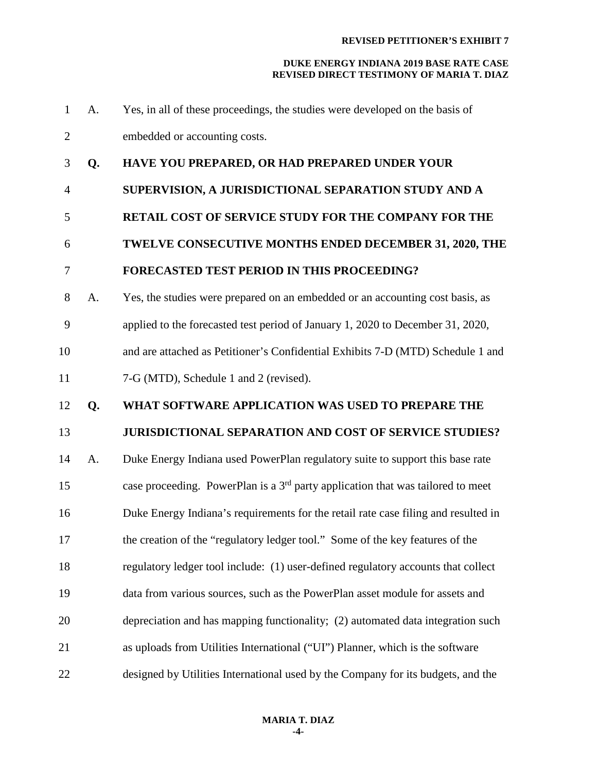A. Yes, in all of these proceedings, the studies were developed on the basis of embedded or accounting costs.

**Q. HAVE YOU PREPARED, OR HAD PREPARED UNDER YOUR SUPERVISION, A JURISDICTIONAL SEPARATION STUDY AND A RETAIL COST OF SERVICE STUDY FOR THE COMPANY FOR THE TWELVE CONSECUTIVE MONTHS ENDED DECEMBER 31, 2020, THE FORECASTED TEST PERIOD IN THIS PROCEEDING?**

A. Yes, the studies were prepared on an embedded or an accounting cost basis, as applied to the forecasted test period of January 1, 2020 to December 31, 2020, and are attached as Petitioner's Confidential Exhibits 7-D (MTD) Schedule 1 and 7-G (MTD), Schedule 1 and 2 (revised).

**Q. WHAT SOFTWARE APPLICATION WAS USED TO PREPARE THE JURISDICTIONAL SEPARATION AND COST OF SERVICE STUDIES?**

A. Duke Energy Indiana used PowerPlan regulatory suite to support this base rate case proceeding. PowerPlan is a 3rd party application that was tailored to meet Duke Energy Indiana's requirements for the retail rate case filing and resulted in the creation of the "regulatory ledger tool." Some of the key features of the regulatory ledger tool include: (1) user-defined regulatory accounts that collect data from various sources, such as the PowerPlan asset module for assets and depreciation and has mapping functionality; (2) automated data integration such as uploads from Utilities International ("UI") Planner, which is the software designed by Utilities International used by the Company for its budgets, and the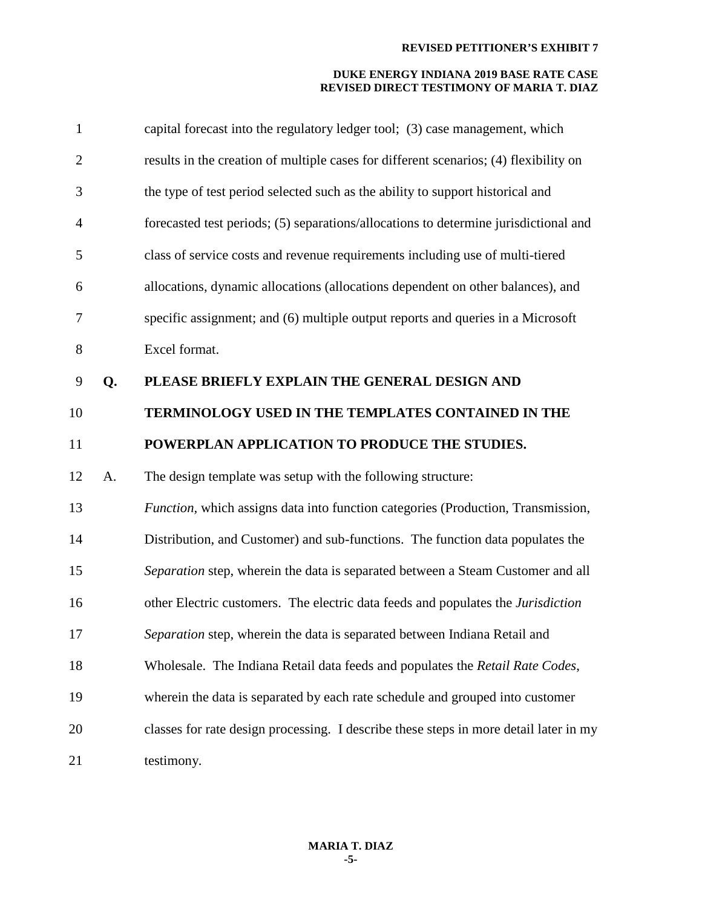capital forecast into the regulatory ledger tool; (3) case management, which results in the creation of multiple cases for different scenarios; (4) flexibility on the type of test period selected such as the ability to support historical and forecasted test periods; (5) separations/allocations to determine jurisdictional and class of service costs and revenue requirements including use of multi-tiered allocations, dynamic allocations (allocations dependent on other balances), and specific assignment; and (6) multiple output reports and queries in a Microsoft Excel format.

**Q. PLEASE BRIEFLY EXPLAIN THE GENERAL DESIGN AND TERMINOLOGY USED IN THE TEMPLATES CONTAINED IN THE POWERPLAN APPLICATION TO PRODUCE THE STUDIES.**

A. The design template was setup with the following structure: *Function,* which assigns data into function categories (Production, Transmission, Distribution, and Customer) and sub-functions. The function data populates the *Separation* step, wherein the data is separated between a Steam Customer and all other Electric customers. The electric data feeds and populates the *Jurisdiction Separation* step, wherein the data is separated between Indiana Retail and Wholesale. The Indiana Retail data feeds and populates the *Retail Rate Codes*, wherein the data is separated by each rate schedule and grouped into customer classes for rate design processing. I describe these steps in more detail later in my testimony.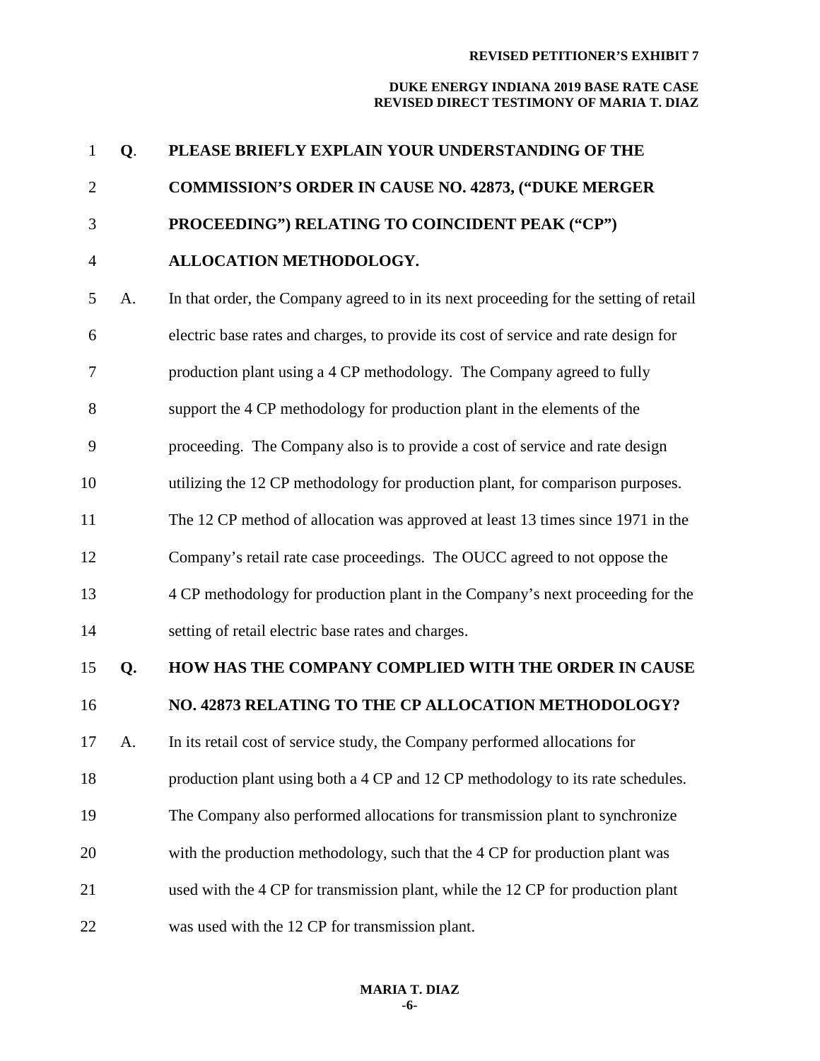**Q. PLEASE BRIEFLY EXPLAIN YOUR UNDERSTANDING OF THE COMMISSION'S ORDER IN CAUSE NO. 42873, ("DUKE MERGER PROCEEDING") RELATING TO COINCIDENT PEAK ("CP") ALLOCATION METHODOLOGY.**

A. In that order, the Company agreed to in its next proceeding for the setting of retail electric base rates and charges, to provide its cost of service and rate design for production plant using a 4 CP methodology. The Company agreed to fully support the 4 CP methodology for production plant in the elements of the proceeding. The Company also is to provide a cost of service and rate design utilizing the 12 CP methodology for production plant, for comparison purposes. The 12 CP method of allocation was approved at least 13 times since 1971 in the Company's retail rate case proceedings. The OUCC agreed to not oppose the 4 CP methodology for production plant in the Company's next proceeding for the setting of retail electric base rates and charges.

**Q. HOW HAS THE COMPANY COMPLIED WITH THE ORDER IN CAUSE NO. 42873 RELATING TO THE CP ALLOCATION METHODOLOGY?**

A. In its retail cost of service study, the Company performed allocations for production plant using both a 4 CP and 12 CP methodology to its rate schedules. The Company also performed allocations for transmission plant to synchronize with the production methodology, such that the 4 CP for production plant was used with the 4 CP for transmission plant, while the 12 CP for production plant was used with the 12 CP for transmission plant.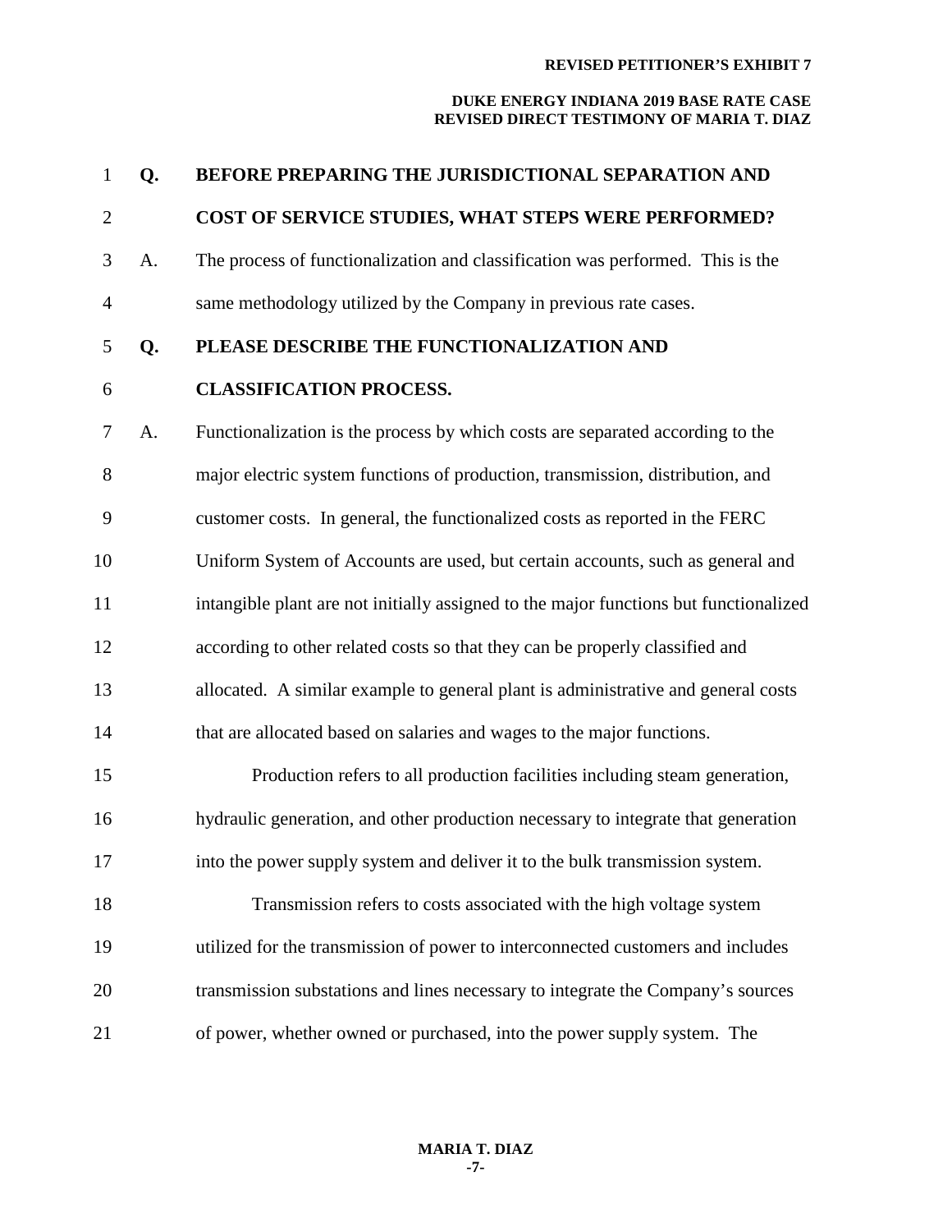**Q. BEFORE PREPARING THE JURISDICTIONAL SEPARATION AND COST OF SERVICE STUDIES, WHAT STEPS WERE PERFORMED?**

A. The process of functionalization and classification was performed. This is the same methodology utilized by the Company in previous rate cases.

**Q. PLEASE DESCRIBE THE FUNCTIONALIZATION AND CLASSIFICATION PROCESS.**

A. Functionalization is the process by which costs are separated according to the major electric system functions of production, transmission, distribution, and customer costs. In general, the functionalized costs as reported in the FERC Uniform System of Accounts are used, but certain accounts, such as general and intangible plant are not initially assigned to the major functions but functionalized according to other related costs so that they can be properly classified and allocated. A similar example to general plant is administrative and general costs that are allocated based on salaries and wages to the major functions.

Production refers to all production facilities including steam generation, hydraulic generation, and other production necessary to integrate that generation into the power supply system and deliver it to the bulk transmission system.

Transmission refers to costs associated with the high voltage system utilized for the transmission of power to interconnected customers and includes transmission substations and lines necessary to integrate the Company's sources of power, whether owned or purchased, into the power supply system. The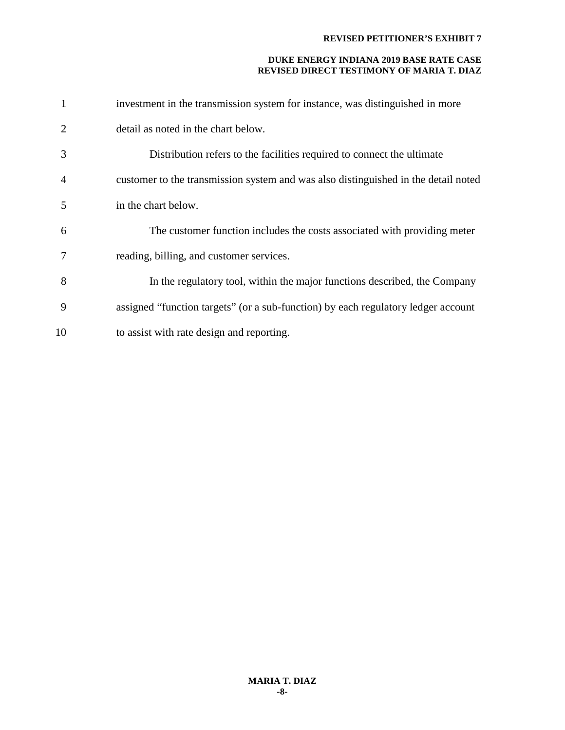investment in the transmission system for instance, was distinguished in more detail as noted in the chart below.

Distribution refers to the facilities required to connect the ultimate customer to the transmission system and was also distinguished in the detail noted in the chart below.

The customer function includes the costs associated with providing meter reading, billing, and customer services.

In the regulatory tool, within the major functions described, the Company assigned "function targets" (or a sub-function) by each regulatory ledger account to assist with rate design and reporting.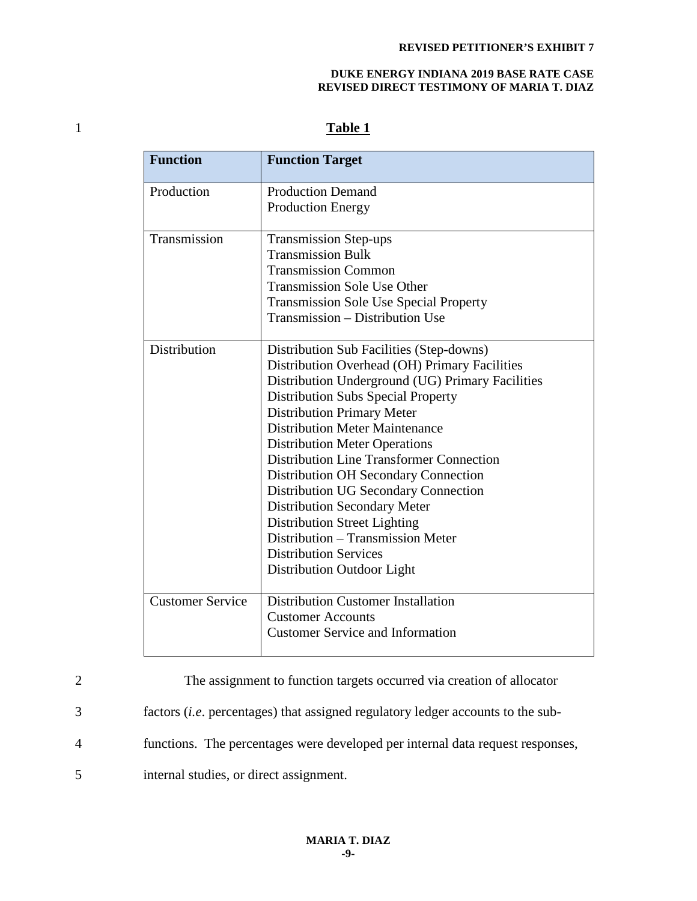**Table 1**

| Function | Function Target |
|---|---|
| Production | Production Demand<br>Production Energy |
| Transmission | Transmission Step-ups<br>Transmission Bulk<br>Transmission Common<br>Transmission Sole Use Other<br>Transmission Sole Use Special Property<br>Transmission – Distribution Use |
| Distribution | Distribution Sub Facilities (Step-downs)<br>Distribution Overhead (OH) Primary Facilities<br>Distribution Underground (UG) Primary Facilities<br>Distribution Subs Special Property<br>Distribution Primary Meter<br>Distribution Meter Maintenance<br>Distribution Meter Operations<br>Distribution Line Transformer Connection<br>Distribution OH Secondary Connection<br>Distribution UG Secondary Connection<br>Distribution Secondary Meter<br>Distribution Street Lighting<br>Distribution – Transmission Meter<br>Distribution Services<br>Distribution Outdoor Light |
| Customer Service | Distribution Customer Installation<br>Customer Accounts<br>Customer Service and Information |

The assignment to function targets occurred via creation of allocator factors (*i.e.* percentages) that assigned regulatory ledger accounts to the sub-functions. The percentages were developed per internal data request responses, internal studies, or direct assignment.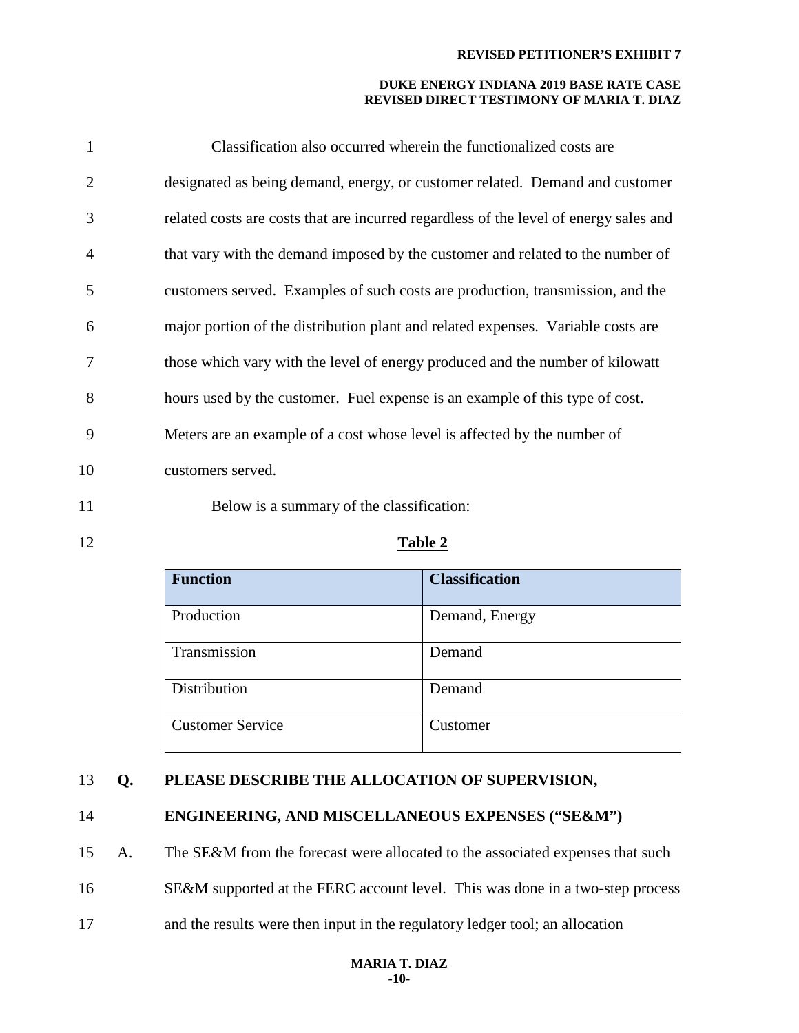Classification also occurred wherein the functionalized costs are designated as being demand, energy, or customer related. Demand and customer related costs are costs that are incurred regardless of the level of energy sales and that vary with the demand imposed by the customer and related to the number of customers served. Examples of such costs are production, transmission, and the major portion of the distribution plant and related expenses. Variable costs are those which vary with the level of energy produced and the number of kilowatt hours used by the customer. Fuel expense is an example of this type of cost. Meters are an example of a cost whose level is affected by the number of customers served.

Below is a summary of the classification:

**Table 2**

| Function | Classification |
| --- | --- |
| Production | Demand, Energy |
| Transmission | Demand |
| Distribution | Demand |
| Customer Service | Customer |

**Q. PLEASE DESCRIBE THE ALLOCATION OF SUPERVISION, ENGINEERING, AND MISCELLANEOUS EXPENSES ("SE&M")**

A. The SE&M from the forecast were allocated to the associated expenses that such SE&M supported at the FERC account level. This was done in a two-step process and the results were then input in the regulatory ledger tool; an allocation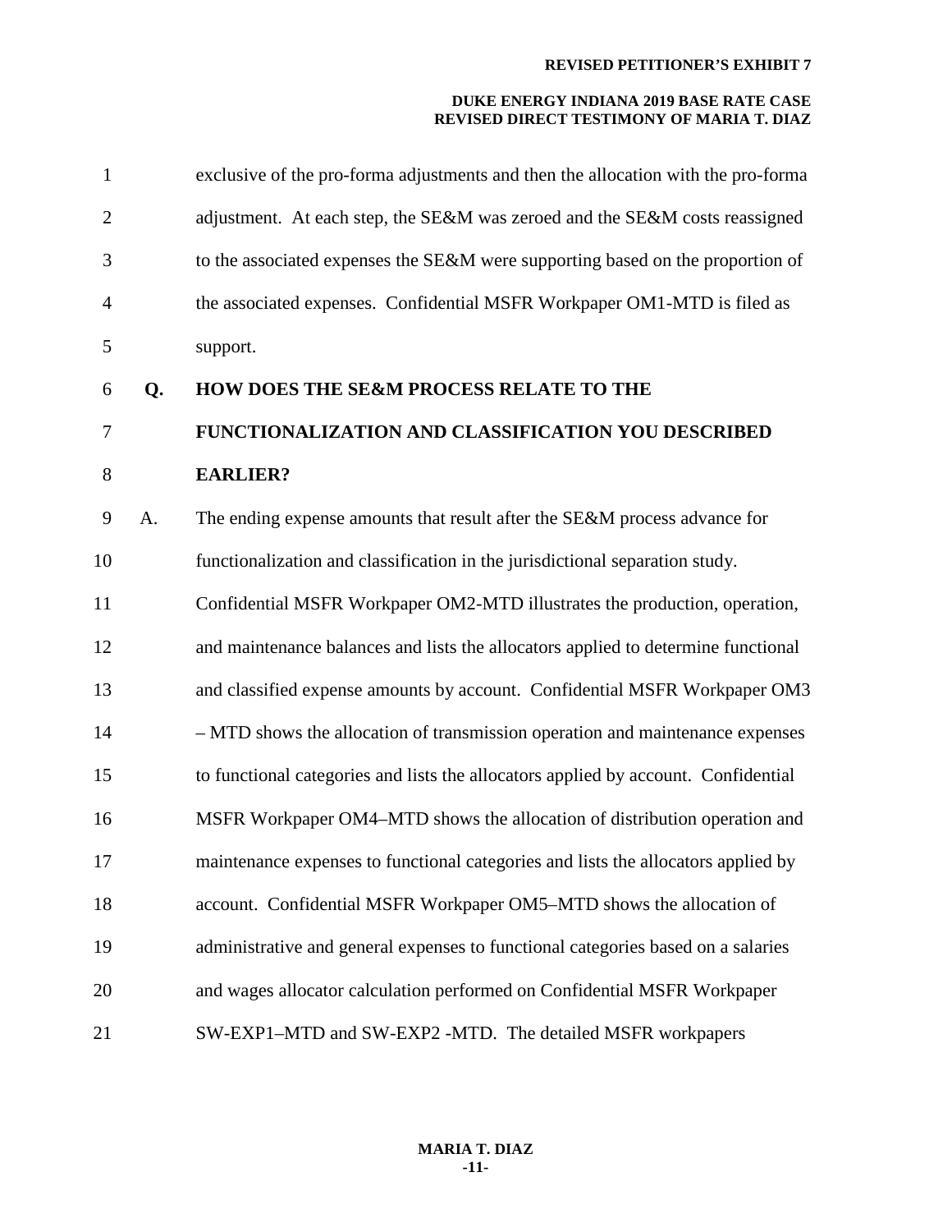exclusive of the pro-forma adjustments and then the allocation with the pro-forma adjustment. At each step, the SE&M was zeroed and the SE&M costs reassigned to the associated expenses the SE&M were supporting based on the proportion of the associated expenses. Confidential MSFR Workpaper OM1-MTD is filed as support.

**Q. HOW DOES THE SE&M PROCESS RELATE TO THE FUNCTIONALIZATION AND CLASSIFICATION YOU DESCRIBED EARLIER?**

A. The ending expense amounts that result after the SE&M process advance for functionalization and classification in the jurisdictional separation study. Confidential MSFR Workpaper OM2-MTD illustrates the production, operation, and maintenance balances and lists the allocators applied to determine functional and classified expense amounts by account. Confidential MSFR Workpaper OM3 – MTD shows the allocation of transmission operation and maintenance expenses to functional categories and lists the allocators applied by account. Confidential MSFR Workpaper OM4–MTD shows the allocation of distribution operation and maintenance expenses to functional categories and lists the allocators applied by account. Confidential MSFR Workpaper OM5–MTD shows the allocation of administrative and general expenses to functional categories based on a salaries and wages allocator calculation performed on Confidential MSFR Workpaper SW-EXP1–MTD and SW-EXP2 -MTD. The detailed MSFR workpapers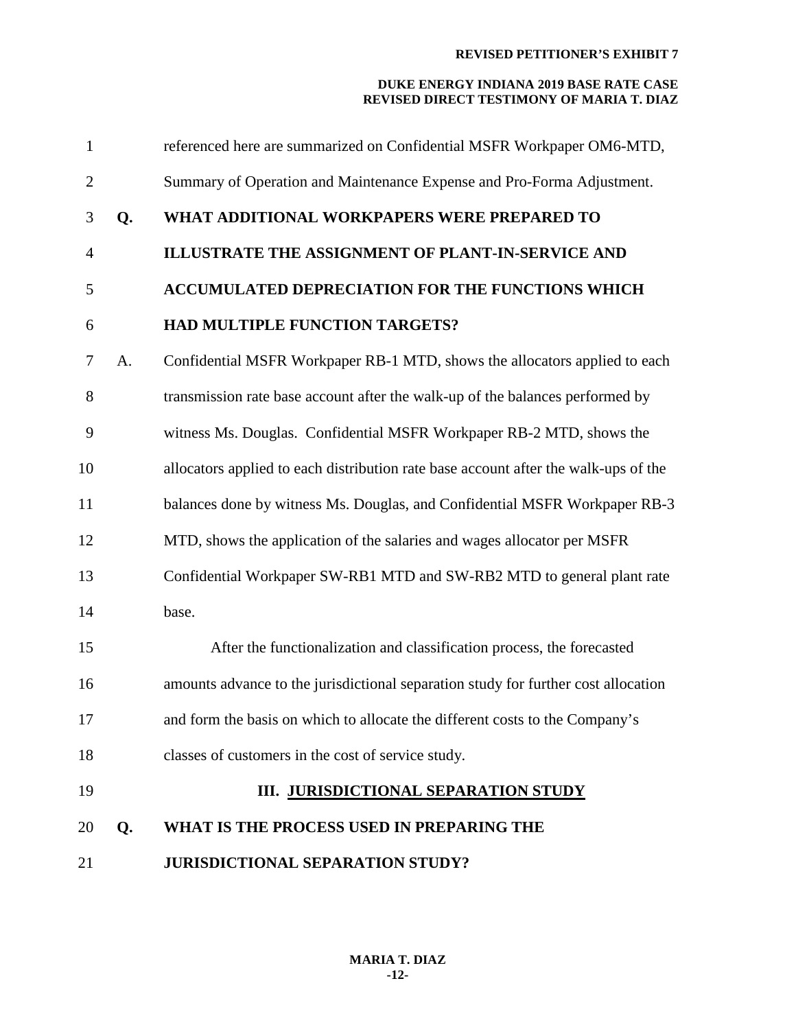referenced here are summarized on Confidential MSFR Workpaper OM6-MTD, Summary of Operation and Maintenance Expense and Pro-Forma Adjustment.

**Q. WHAT ADDITIONAL WORKPAPERS WERE PREPARED TO ILLUSTRATE THE ASSIGNMENT OF PLANT-IN-SERVICE AND ACCUMULATED DEPRECIATION FOR THE FUNCTIONS WHICH HAD MULTIPLE FUNCTION TARGETS?**

A. Confidential MSFR Workpaper RB-1 MTD, shows the allocators applied to each transmission rate base account after the walk-up of the balances performed by witness Ms. Douglas. Confidential MSFR Workpaper RB-2 MTD, shows the allocators applied to each distribution rate base account after the walk-ups of the balances done by witness Ms. Douglas, and Confidential MSFR Workpaper RB-3 MTD, shows the application of the salaries and wages allocator per MSFR Confidential Workpaper SW-RB1 MTD and SW-RB2 MTD to general plant rate base.

After the functionalization and classification process, the forecasted amounts advance to the jurisdictional separation study for further cost allocation and form the basis on which to allocate the different costs to the Company's classes of customers in the cost of service study.

## III. JURISDICTIONAL SEPARATION STUDY

**Q. WHAT IS THE PROCESS USED IN PREPARING THE JURISDICTIONAL SEPARATION STUDY?**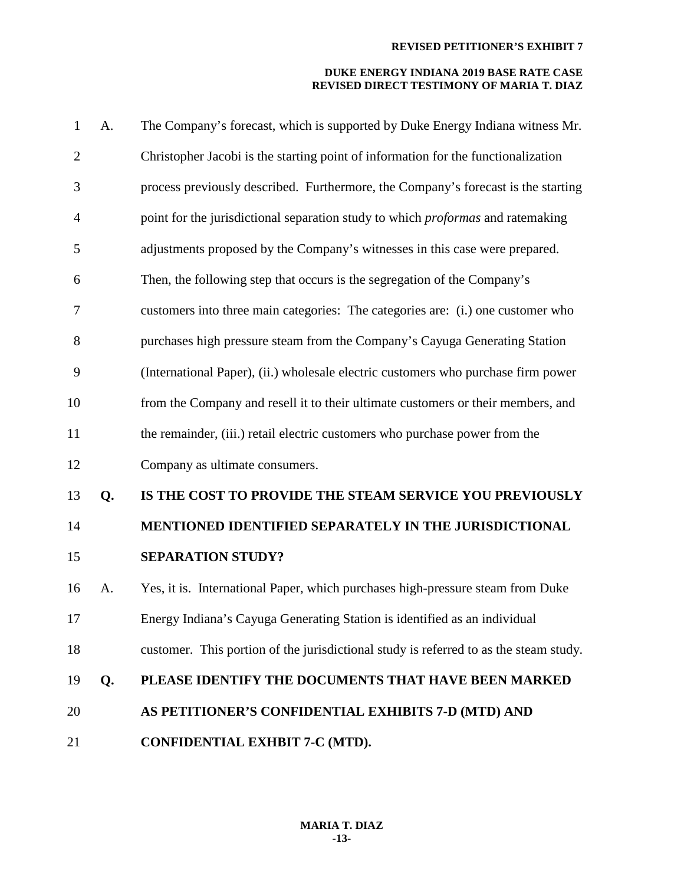A. The Company's forecast, which is supported by Duke Energy Indiana witness Mr. Christopher Jacobi is the starting point of information for the functionalization process previously described. Furthermore, the Company's forecast is the starting point for the jurisdictional separation study to which *proformas* and ratemaking adjustments proposed by the Company's witnesses in this case were prepared. Then, the following step that occurs is the segregation of the Company's customers into three main categories: The categories are: (i.) one customer who purchases high pressure steam from the Company's Cayuga Generating Station (International Paper), (ii.) wholesale electric customers who purchase firm power from the Company and resell it to their ultimate customers or their members, and the remainder, (iii.) retail electric customers who purchase power from the Company as ultimate consumers.

**Q. IS THE COST TO PROVIDE THE STEAM SERVICE YOU PREVIOUSLY MENTIONED IDENTIFIED SEPARATELY IN THE JURISDICTIONAL SEPARATION STUDY?**

A. Yes, it is. International Paper, which purchases high-pressure steam from Duke Energy Indiana's Cayuga Generating Station is identified as an individual customer. This portion of the jurisdictional study is referred to as the steam study.

**Q. PLEASE IDENTIFY THE DOCUMENTS THAT HAVE BEEN MARKED AS PETITIONER'S CONFIDENTIAL EXHIBITS 7-D (MTD) AND CONFIDENTIAL EXHBIT 7-C (MTD).**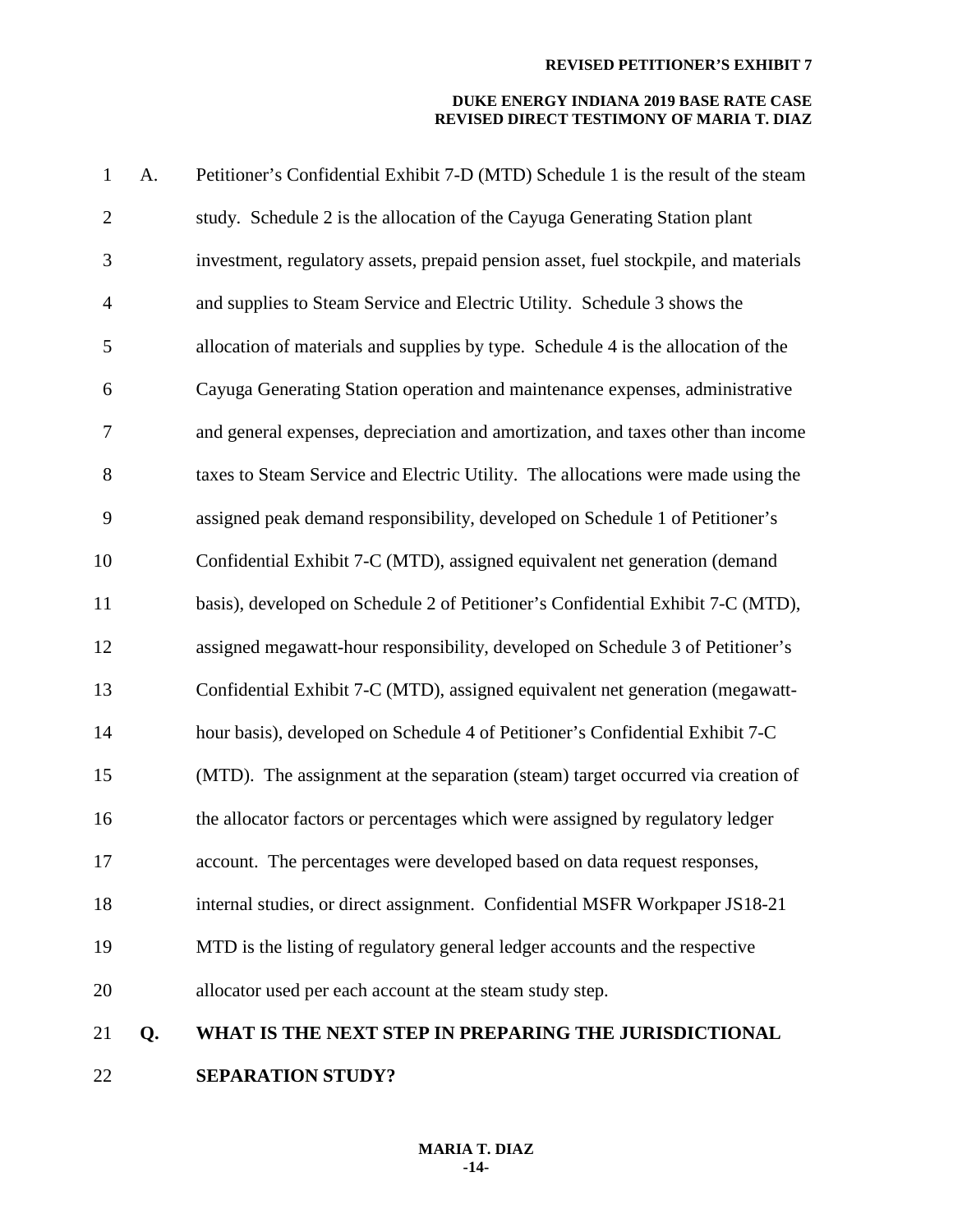A. Petitioner's Confidential Exhibit 7-D (MTD) Schedule 1 is the result of the steam study. Schedule 2 is the allocation of the Cayuga Generating Station plant investment, regulatory assets, prepaid pension asset, fuel stockpile, and materials and supplies to Steam Service and Electric Utility. Schedule 3 shows the allocation of materials and supplies by type. Schedule 4 is the allocation of the Cayuga Generating Station operation and maintenance expenses, administrative and general expenses, depreciation and amortization, and taxes other than income taxes to Steam Service and Electric Utility. The allocations were made using the assigned peak demand responsibility, developed on Schedule 1 of Petitioner's Confidential Exhibit 7-C (MTD), assigned equivalent net generation (demand basis), developed on Schedule 2 of Petitioner's Confidential Exhibit 7-C (MTD), assigned megawatt-hour responsibility, developed on Schedule 3 of Petitioner's Confidential Exhibit 7-C (MTD), assigned equivalent net generation (megawatt-hour basis), developed on Schedule 4 of Petitioner's Confidential Exhibit 7-C (MTD). The assignment at the separation (steam) target occurred via creation of the allocator factors or percentages which were assigned by regulatory ledger account. The percentages were developed based on data request responses, internal studies, or direct assignment. Confidential MSFR Workpaper JS18-21 MTD is the listing of regulatory general ledger accounts and the respective allocator used per each account at the steam study step.

**Q. WHAT IS THE NEXT STEP IN PREPARING THE JURISDICTIONAL SEPARATION STUDY?**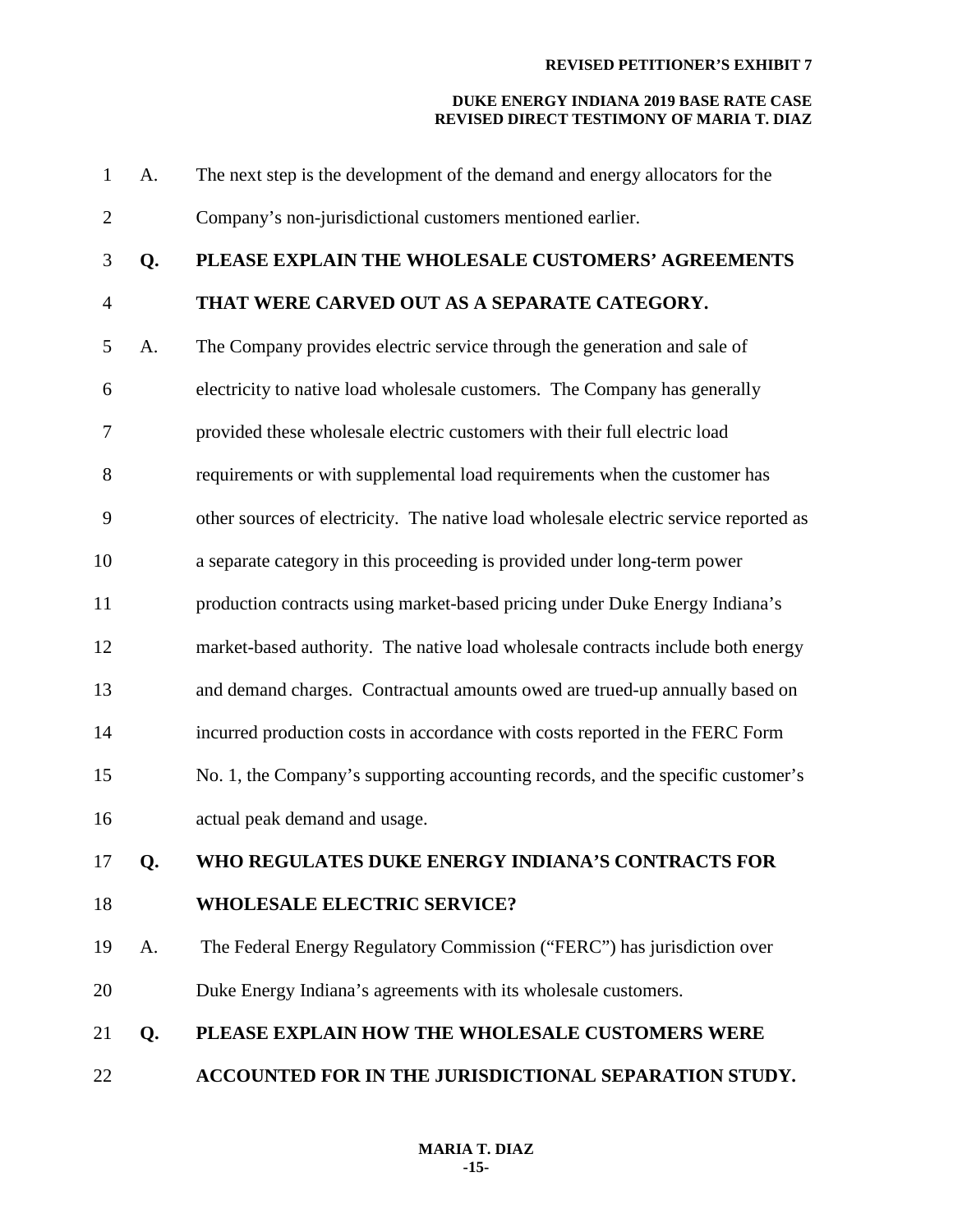A. The next step is the development of the demand and energy allocators for the Company's non-jurisdictional customers mentioned earlier.

**Q. PLEASE EXPLAIN THE WHOLESALE CUSTOMERS' AGREEMENTS THAT WERE CARVED OUT AS A SEPARATE CATEGORY.**

A. The Company provides electric service through the generation and sale of electricity to native load wholesale customers. The Company has generally provided these wholesale electric customers with their full electric load requirements or with supplemental load requirements when the customer has other sources of electricity. The native load wholesale electric service reported as a separate category in this proceeding is provided under long-term power production contracts using market-based pricing under Duke Energy Indiana's market-based authority. The native load wholesale contracts include both energy and demand charges. Contractual amounts owed are trued-up annually based on incurred production costs in accordance with costs reported in the FERC Form No. 1, the Company's supporting accounting records, and the specific customer's actual peak demand and usage.

**Q. WHO REGULATES DUKE ENERGY INDIANA'S CONTRACTS FOR WHOLESALE ELECTRIC SERVICE?**

A. The Federal Energy Regulatory Commission ("FERC") has jurisdiction over Duke Energy Indiana's agreements with its wholesale customers.

**Q. PLEASE EXPLAIN HOW THE WHOLESALE CUSTOMERS WERE ACCOUNTED FOR IN THE JURISDICTIONAL SEPARATION STUDY.**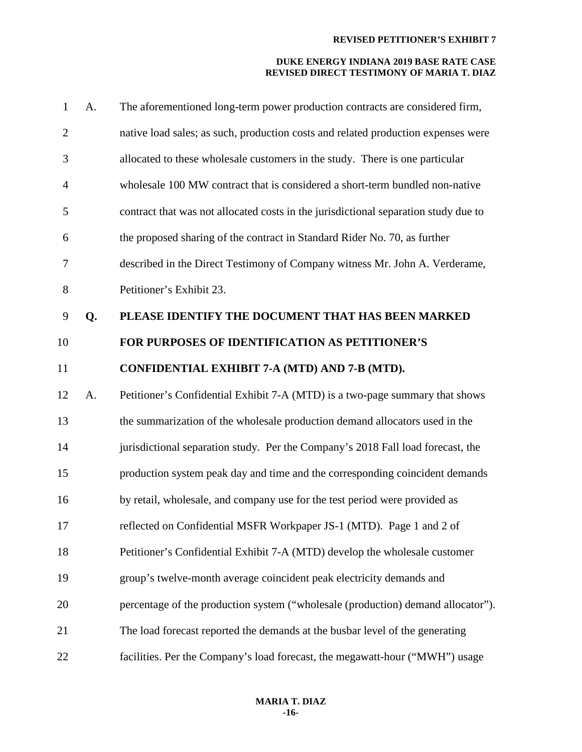A. The aforementioned long-term power production contracts are considered firm, native load sales; as such, production costs and related production expenses were allocated to these wholesale customers in the study. There is one particular wholesale 100 MW contract that is considered a short-term bundled non-native contract that was not allocated costs in the jurisdictional separation study due to the proposed sharing of the contract in Standard Rider No. 70, as further described in the Direct Testimony of Company witness Mr. John A. Verderame, Petitioner's Exhibit 23.

**Q. PLEASE IDENTIFY THE DOCUMENT THAT HAS BEEN MARKED FOR PURPOSES OF IDENTIFICATION AS PETITIONER'S CONFIDENTIAL EXHIBIT 7-A (MTD) AND 7-B (MTD).**

A. Petitioner's Confidential Exhibit 7-A (MTD) is a two-page summary that shows the summarization of the wholesale production demand allocators used in the jurisdictional separation study. Per the Company's 2018 Fall load forecast, the production system peak day and time and the corresponding coincident demands by retail, wholesale, and company use for the test period were provided as reflected on Confidential MSFR Workpaper JS-1 (MTD). Page 1 and 2 of Petitioner's Confidential Exhibit 7-A (MTD) develop the wholesale customer group's twelve-month average coincident peak electricity demands and percentage of the production system ("wholesale (production) demand allocator"). The load forecast reported the demands at the busbar level of the generating facilities. Per the Company's load forecast, the megawatt-hour ("MWH") usage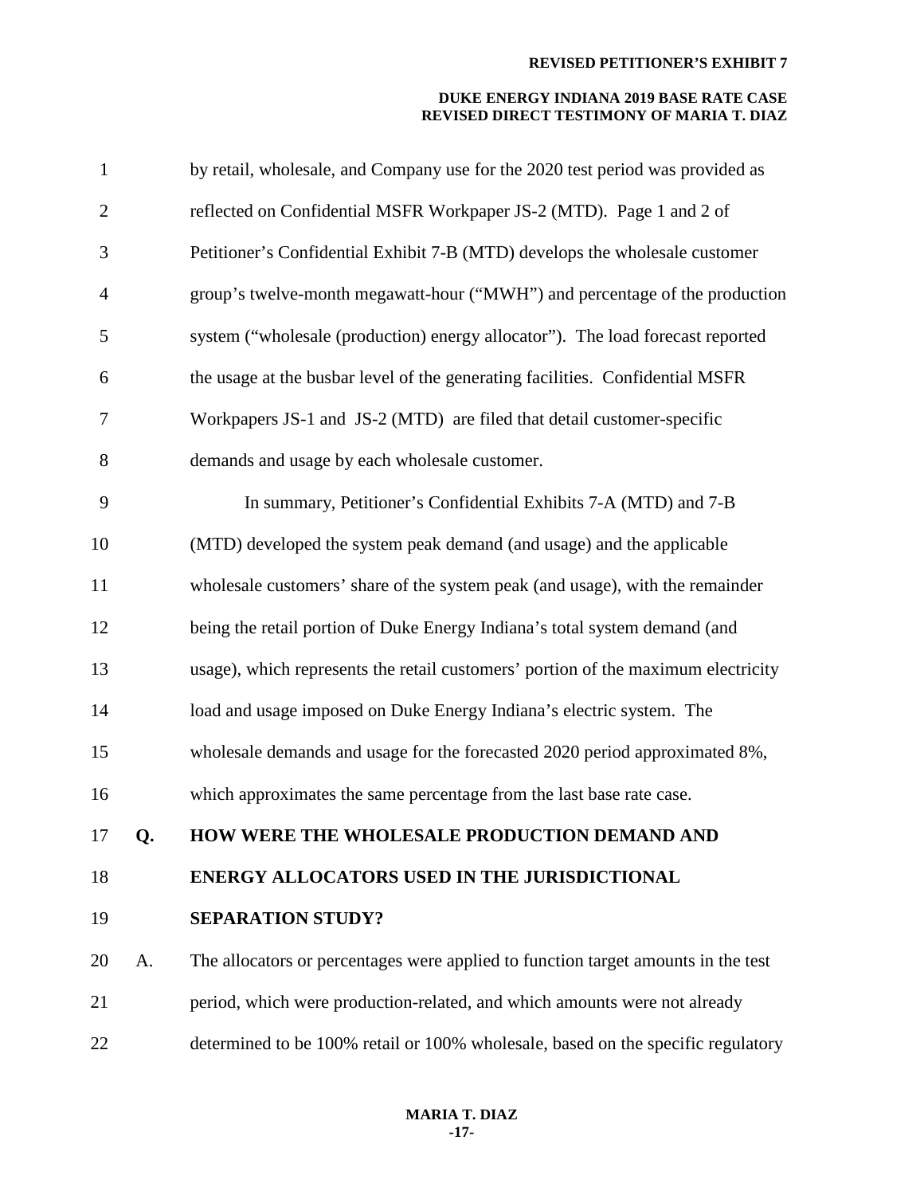by retail, wholesale, and Company use for the 2020 test period was provided as reflected on Confidential MSFR Workpaper JS-2 (MTD). Page 1 and 2 of Petitioner's Confidential Exhibit 7-B (MTD) develops the wholesale customer group's twelve-month megawatt-hour ("MWH") and percentage of the production system ("wholesale (production) energy allocator"). The load forecast reported the usage at the busbar level of the generating facilities. Confidential MSFR Workpapers JS-1 and JS-2 (MTD) are filed that detail customer-specific demands and usage by each wholesale customer.

In summary, Petitioner's Confidential Exhibits 7-A (MTD) and 7-B (MTD) developed the system peak demand (and usage) and the applicable wholesale customers' share of the system peak (and usage), with the remainder being the retail portion of Duke Energy Indiana's total system demand (and usage), which represents the retail customers' portion of the maximum electricity load and usage imposed on Duke Energy Indiana's electric system. The wholesale demands and usage for the forecasted 2020 period approximated 8%, which approximates the same percentage from the last base rate case.

**Q. HOW WERE THE WHOLESALE PRODUCTION DEMAND AND ENERGY ALLOCATORS USED IN THE JURISDICTIONAL SEPARATION STUDY?**

A. The allocators or percentages were applied to function target amounts in the test period, which were production-related, and which amounts were not already determined to be 100% retail or 100% wholesale, based on the specific regulatory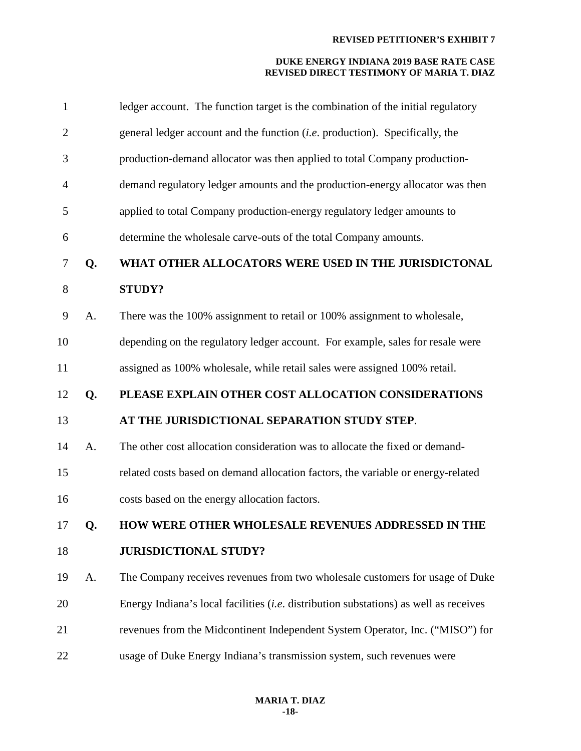ledger account. The function target is the combination of the initial regulatory general ledger account and the function (*i.e*. production). Specifically, the production-demand allocator was then applied to total Company production-demand regulatory ledger amounts and the production-energy allocator was then applied to total Company production-energy regulatory ledger amounts to determine the wholesale carve-outs of the total Company amounts.

**Q. WHAT OTHER ALLOCATORS WERE USED IN THE JURISDICTONAL STUDY?**

A. There was the 100% assignment to retail or 100% assignment to wholesale, depending on the regulatory ledger account. For example, sales for resale were assigned as 100% wholesale, while retail sales were assigned 100% retail.

**Q. PLEASE EXPLAIN OTHER COST ALLOCATION CONSIDERATIONS AT THE JURISDICTIONAL SEPARATION STUDY STEP.**

A. The other cost allocation consideration was to allocate the fixed or demand-related costs based on demand allocation factors, the variable or energy-related costs based on the energy allocation factors.

**Q. HOW WERE OTHER WHOLESALE REVENUES ADDRESSED IN THE JURISDICTIONAL STUDY?**

A. The Company receives revenues from two wholesale customers for usage of Duke Energy Indiana's local facilities (*i.e*. distribution substations) as well as receives revenues from the Midcontinent Independent System Operator, Inc. ("MISO") for usage of Duke Energy Indiana's transmission system, such revenues were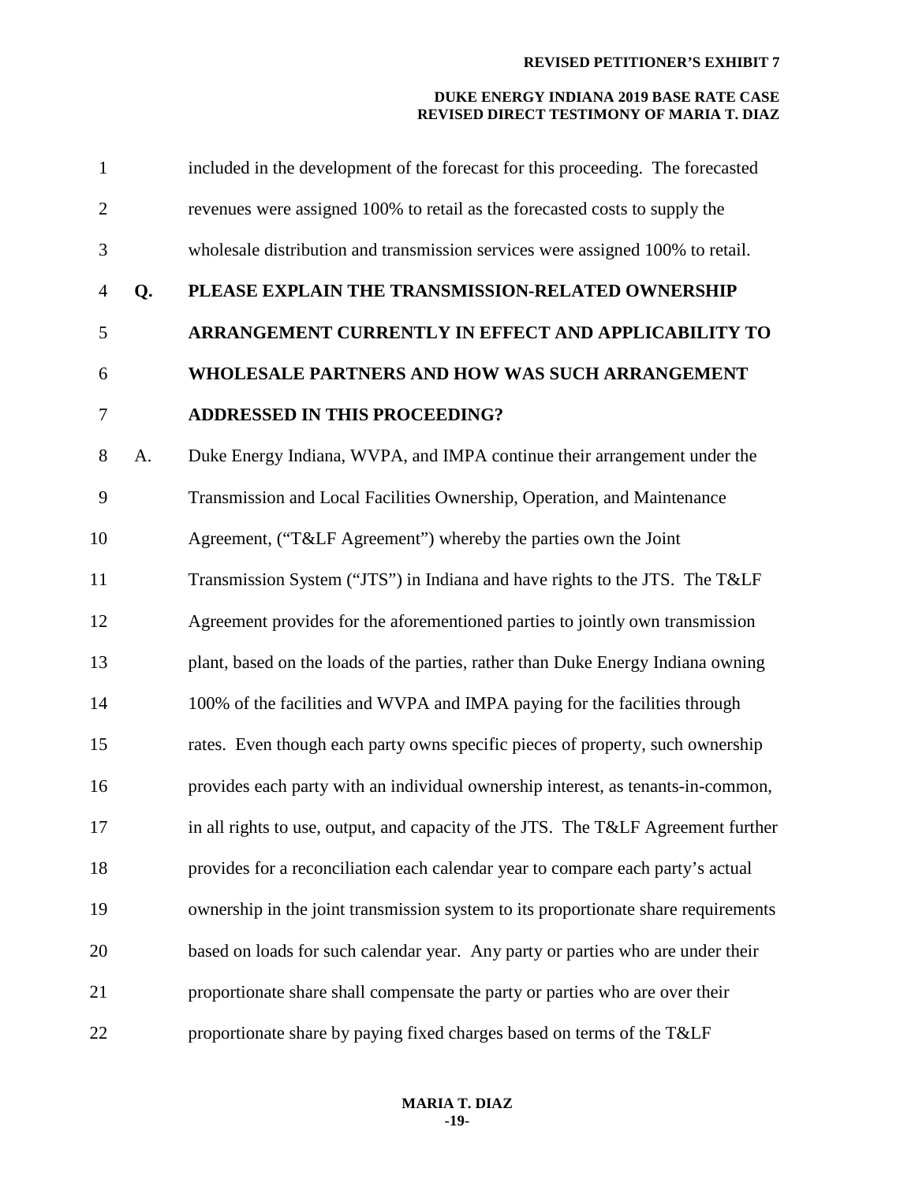included in the development of the forecast for this proceeding. The forecasted revenues were assigned 100% to retail as the forecasted costs to supply the wholesale distribution and transmission services were assigned 100% to retail.

**Q. PLEASE EXPLAIN THE TRANSMISSION-RELATED OWNERSHIP ARRANGEMENT CURRENTLY IN EFFECT AND APPLICABILITY TO WHOLESALE PARTNERS AND HOW WAS SUCH ARRANGEMENT ADDRESSED IN THIS PROCEEDING?**

A. Duke Energy Indiana, WVPA, and IMPA continue their arrangement under the Transmission and Local Facilities Ownership, Operation, and Maintenance Agreement, ("T&LF Agreement") whereby the parties own the Joint Transmission System ("JTS") in Indiana and have rights to the JTS. The T&LF Agreement provides for the aforementioned parties to jointly own transmission plant, based on the loads of the parties, rather than Duke Energy Indiana owning 100% of the facilities and WVPA and IMPA paying for the facilities through rates. Even though each party owns specific pieces of property, such ownership provides each party with an individual ownership interest, as tenants-in-common, in all rights to use, output, and capacity of the JTS. The T&LF Agreement further provides for a reconciliation each calendar year to compare each party's actual ownership in the joint transmission system to its proportionate share requirements based on loads for such calendar year. Any party or parties who are under their proportionate share shall compensate the party or parties who are over their proportionate share by paying fixed charges based on terms of the T&LF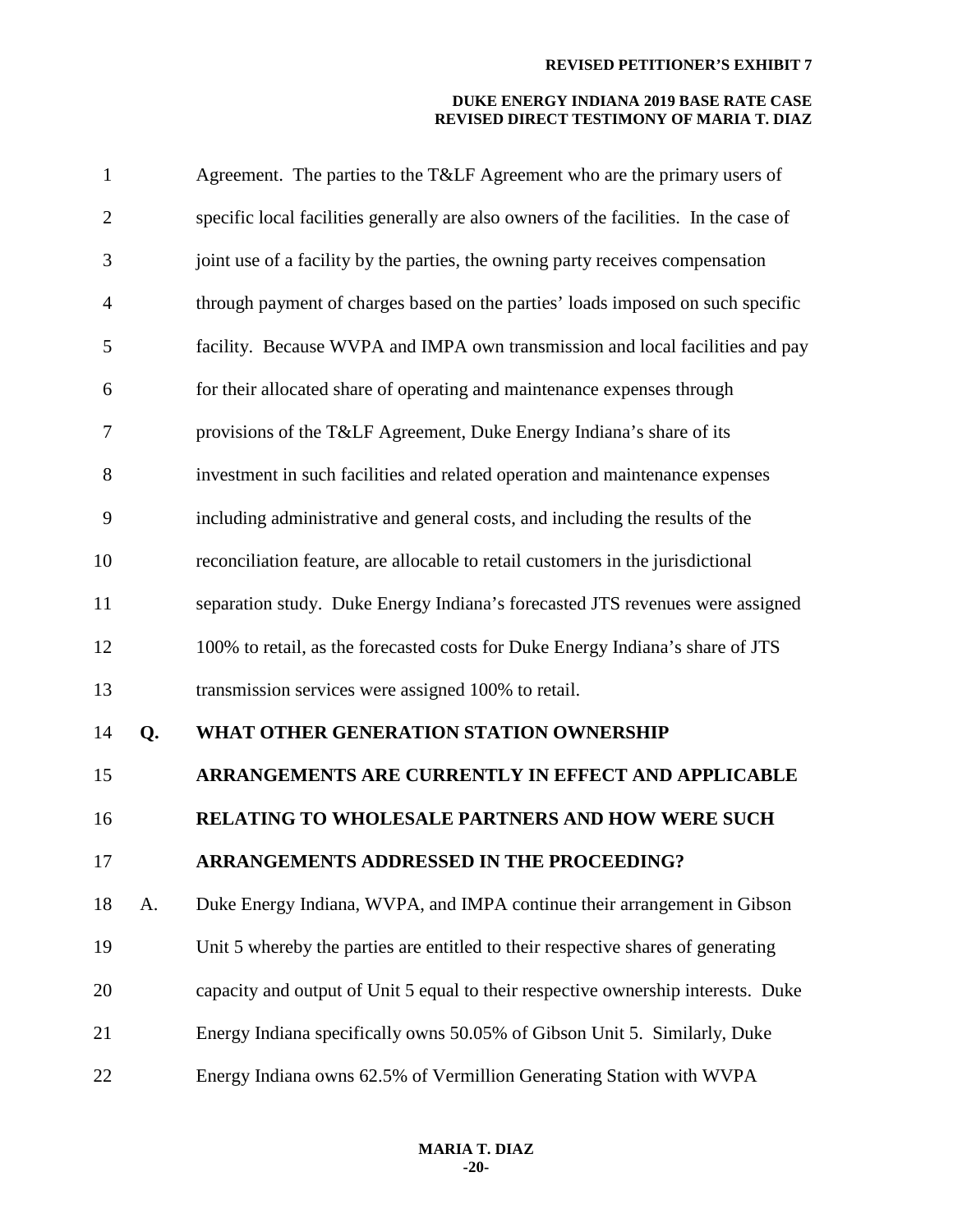Agreement. The parties to the T&LF Agreement who are the primary users of specific local facilities generally are also owners of the facilities. In the case of joint use of a facility by the parties, the owning party receives compensation through payment of charges based on the parties' loads imposed on such specific facility. Because WVPA and IMPA own transmission and local facilities and pay for their allocated share of operating and maintenance expenses through provisions of the T&LF Agreement, Duke Energy Indiana's share of its investment in such facilities and related operation and maintenance expenses including administrative and general costs, and including the results of the reconciliation feature, are allocable to retail customers in the jurisdictional separation study. Duke Energy Indiana's forecasted JTS revenues were assigned 100% to retail, as the forecasted costs for Duke Energy Indiana's share of JTS transmission services were assigned 100% to retail.

**Q. WHAT OTHER GENERATION STATION OWNERSHIP ARRANGEMENTS ARE CURRENTLY IN EFFECT AND APPLICABLE RELATING TO WHOLESALE PARTNERS AND HOW WERE SUCH ARRANGEMENTS ADDRESSED IN THE PROCEEDING?**

A. Duke Energy Indiana, WVPA, and IMPA continue their arrangement in Gibson Unit 5 whereby the parties are entitled to their respective shares of generating capacity and output of Unit 5 equal to their respective ownership interests. Duke Energy Indiana specifically owns 50.05% of Gibson Unit 5. Similarly, Duke Energy Indiana owns 62.5% of Vermillion Generating Station with WVPA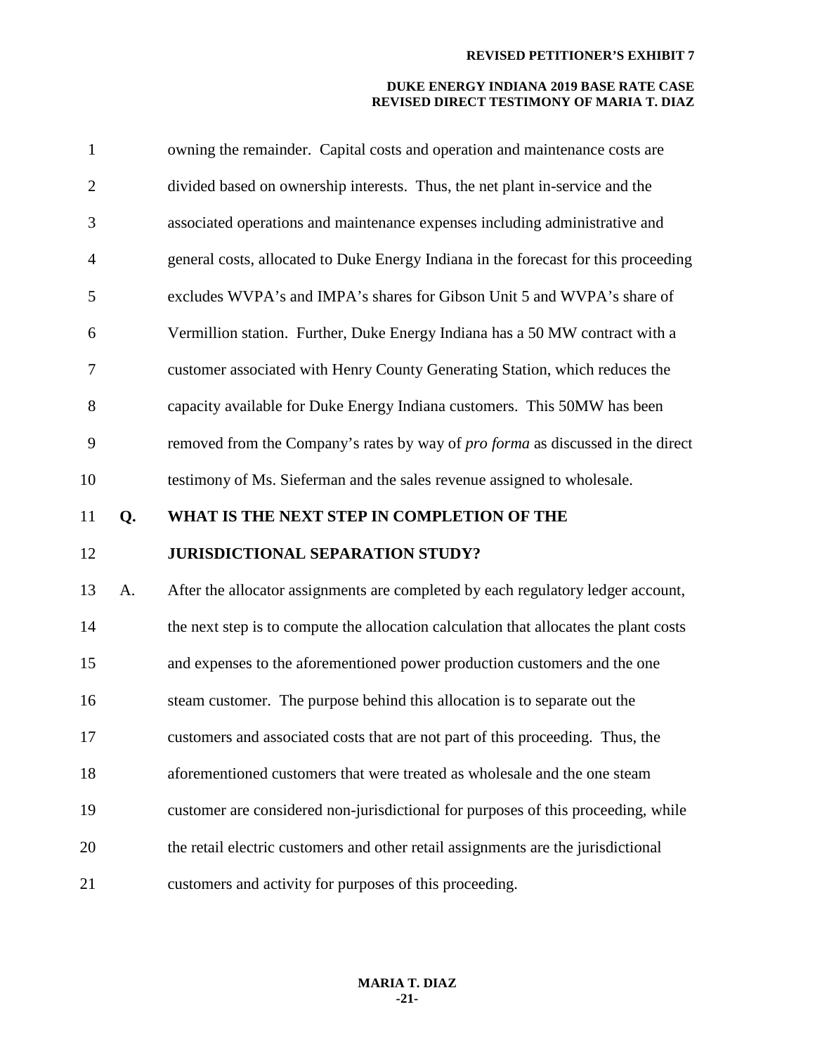owning the remainder. Capital costs and operation and maintenance costs are divided based on ownership interests. Thus, the net plant in-service and the associated operations and maintenance expenses including administrative and general costs, allocated to Duke Energy Indiana in the forecast for this proceeding excludes WVPA's and IMPA's shares for Gibson Unit 5 and WVPA's share of Vermillion station. Further, Duke Energy Indiana has a 50 MW contract with a customer associated with Henry County Generating Station, which reduces the capacity available for Duke Energy Indiana customers. This 50MW has been removed from the Company's rates by way of *pro forma* as discussed in the direct testimony of Ms. Sieferman and the sales revenue assigned to wholesale.

**Q. WHAT IS THE NEXT STEP IN COMPLETION OF THE JURISDICTIONAL SEPARATION STUDY?**

A. After the allocator assignments are completed by each regulatory ledger account, the next step is to compute the allocation calculation that allocates the plant costs and expenses to the aforementioned power production customers and the one steam customer. The purpose behind this allocation is to separate out the customers and associated costs that are not part of this proceeding. Thus, the aforementioned customers that were treated as wholesale and the one steam customer are considered non-jurisdictional for purposes of this proceeding, while the retail electric customers and other retail assignments are the jurisdictional customers and activity for purposes of this proceeding.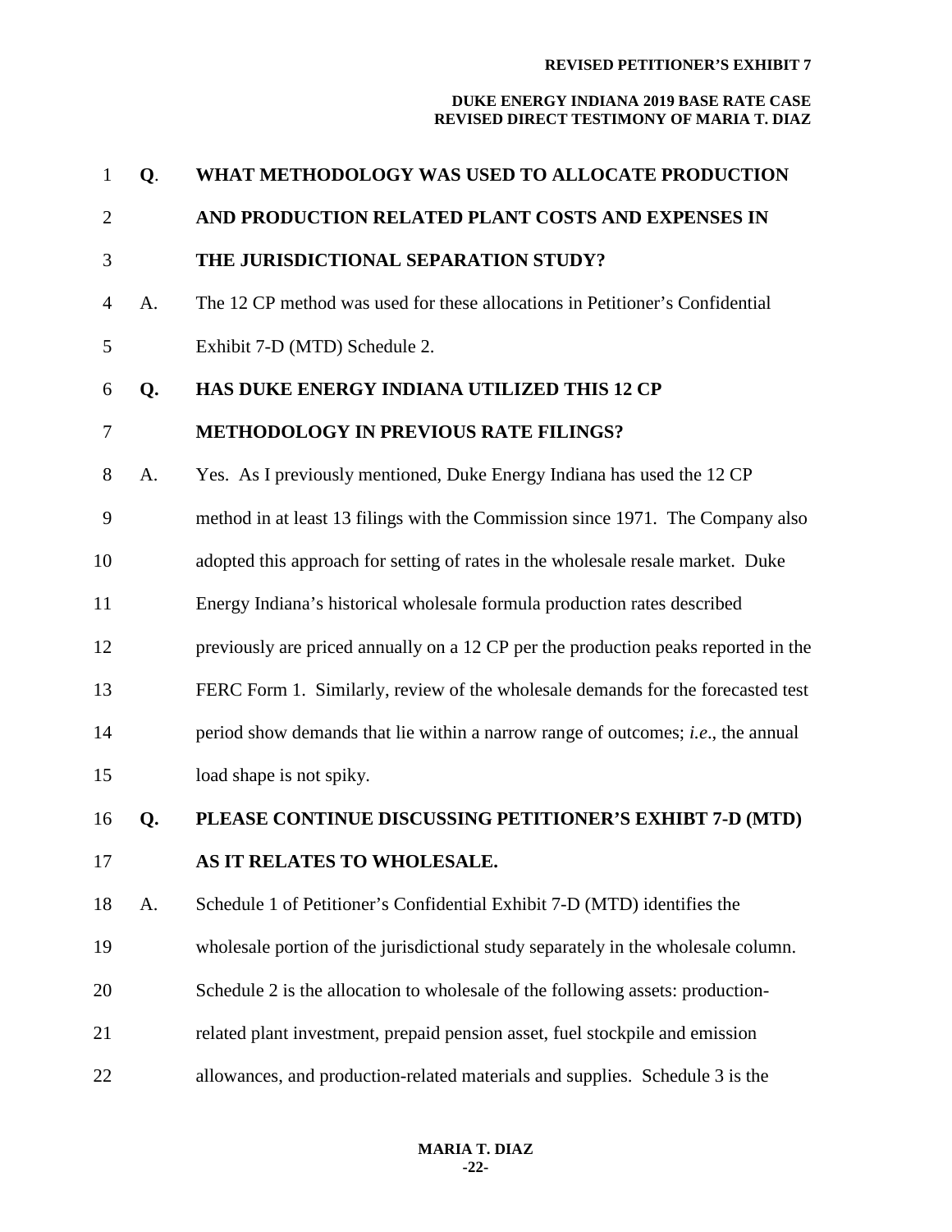**Q. WHAT METHODOLOGY WAS USED TO ALLOCATE PRODUCTION AND PRODUCTION RELATED PLANT COSTS AND EXPENSES IN THE JURISDICTIONAL SEPARATION STUDY?**

A. The 12 CP method was used for these allocations in Petitioner's Confidential Exhibit 7-D (MTD) Schedule 2.

**Q. HAS DUKE ENERGY INDIANA UTILIZED THIS 12 CP METHODOLOGY IN PREVIOUS RATE FILINGS?**

A. Yes. As I previously mentioned, Duke Energy Indiana has used the 12 CP method in at least 13 filings with the Commission since 1971. The Company also adopted this approach for setting of rates in the wholesale resale market. Duke Energy Indiana's historical wholesale formula production rates described previously are priced annually on a 12 CP per the production peaks reported in the FERC Form 1. Similarly, review of the wholesale demands for the forecasted test period show demands that lie within a narrow range of outcomes; *i.e*., the annual load shape is not spiky.

**Q. PLEASE CONTINUE DISCUSSING PETITIONER'S EXHIBT 7-D (MTD) AS IT RELATES TO WHOLESALE.**

A. Schedule 1 of Petitioner's Confidential Exhibit 7-D (MTD) identifies the wholesale portion of the jurisdictional study separately in the wholesale column. Schedule 2 is the allocation to wholesale of the following assets: production-related plant investment, prepaid pension asset, fuel stockpile and emission allowances, and production-related materials and supplies. Schedule 3 is the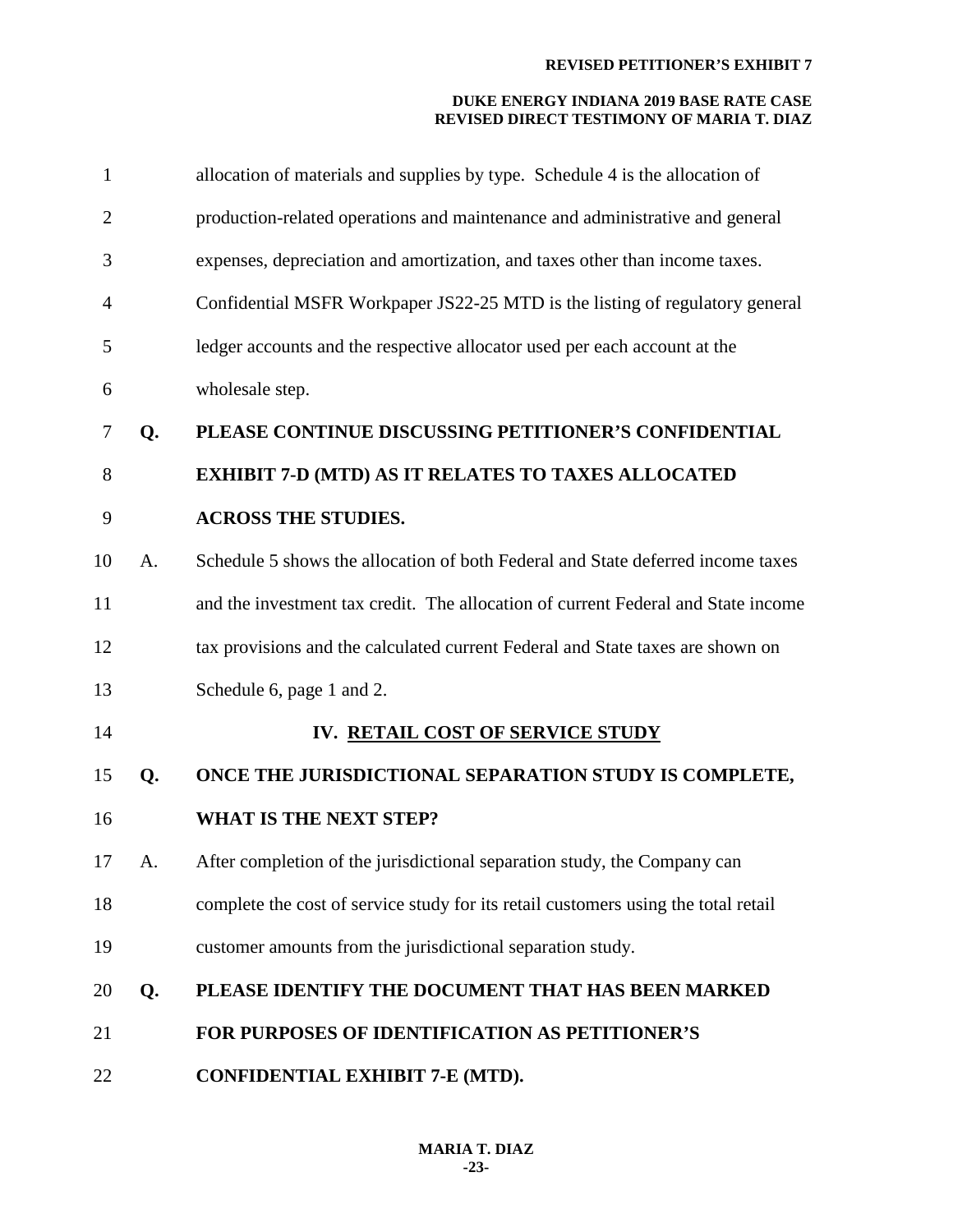allocation of materials and supplies by type. Schedule 4 is the allocation of production-related operations and maintenance and administrative and general expenses, depreciation and amortization, and taxes other than income taxes. Confidential MSFR Workpaper JS22-25 MTD is the listing of regulatory general ledger accounts and the respective allocator used per each account at the wholesale step.

**Q. PLEASE CONTINUE DISCUSSING PETITIONER'S CONFIDENTIAL EXHIBIT 7-D (MTD) AS IT RELATES TO TAXES ALLOCATED ACROSS THE STUDIES.**

A. Schedule 5 shows the allocation of both Federal and State deferred income taxes and the investment tax credit. The allocation of current Federal and State income tax provisions and the calculated current Federal and State taxes are shown on Schedule 6, page 1 and 2.

## IV. RETAIL COST OF SERVICE STUDY

**Q. ONCE THE JURISDICTIONAL SEPARATION STUDY IS COMPLETE, WHAT IS THE NEXT STEP?**

A. After completion of the jurisdictional separation study, the Company can complete the cost of service study for its retail customers using the total retail customer amounts from the jurisdictional separation study.

**Q. PLEASE IDENTIFY THE DOCUMENT THAT HAS BEEN MARKED FOR PURPOSES OF IDENTIFICATION AS PETITIONER'S CONFIDENTIAL EXHIBIT 7-E (MTD).**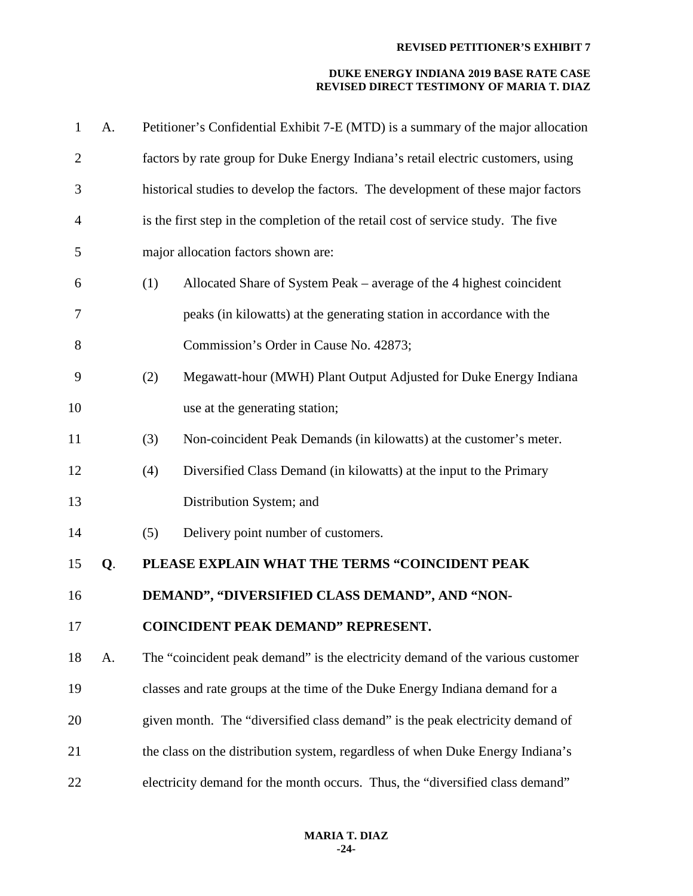A. Petitioner's Confidential Exhibit 7-E (MTD) is a summary of the major allocation factors by rate group for Duke Energy Indiana's retail electric customers, using historical studies to develop the factors. The development of these major factors is the first step in the completion of the retail cost of service study. The five major allocation factors shown are:

(1) Allocated Share of System Peak – average of the 4 highest coincident peaks (in kilowatts) at the generating station in accordance with the Commission's Order in Cause No. 42873;

(2) Megawatt-hour (MWH) Plant Output Adjusted for Duke Energy Indiana use at the generating station;

(3) Non-coincident Peak Demands (in kilowatts) at the customer's meter.

(4) Diversified Class Demand (in kilowatts) at the input to the Primary Distribution System; and

(5) Delivery point number of customers.

**Q. PLEASE EXPLAIN WHAT THE TERMS "COINCIDENT PEAK DEMAND", "DIVERSIFIED CLASS DEMAND", AND "NON-COINCIDENT PEAK DEMAND" REPRESENT.**

A. The "coincident peak demand" is the electricity demand of the various customer classes and rate groups at the time of the Duke Energy Indiana demand for a given month. The "diversified class demand" is the peak electricity demand of the class on the distribution system, regardless of when Duke Energy Indiana's electricity demand for the month occurs. Thus, the "diversified class demand"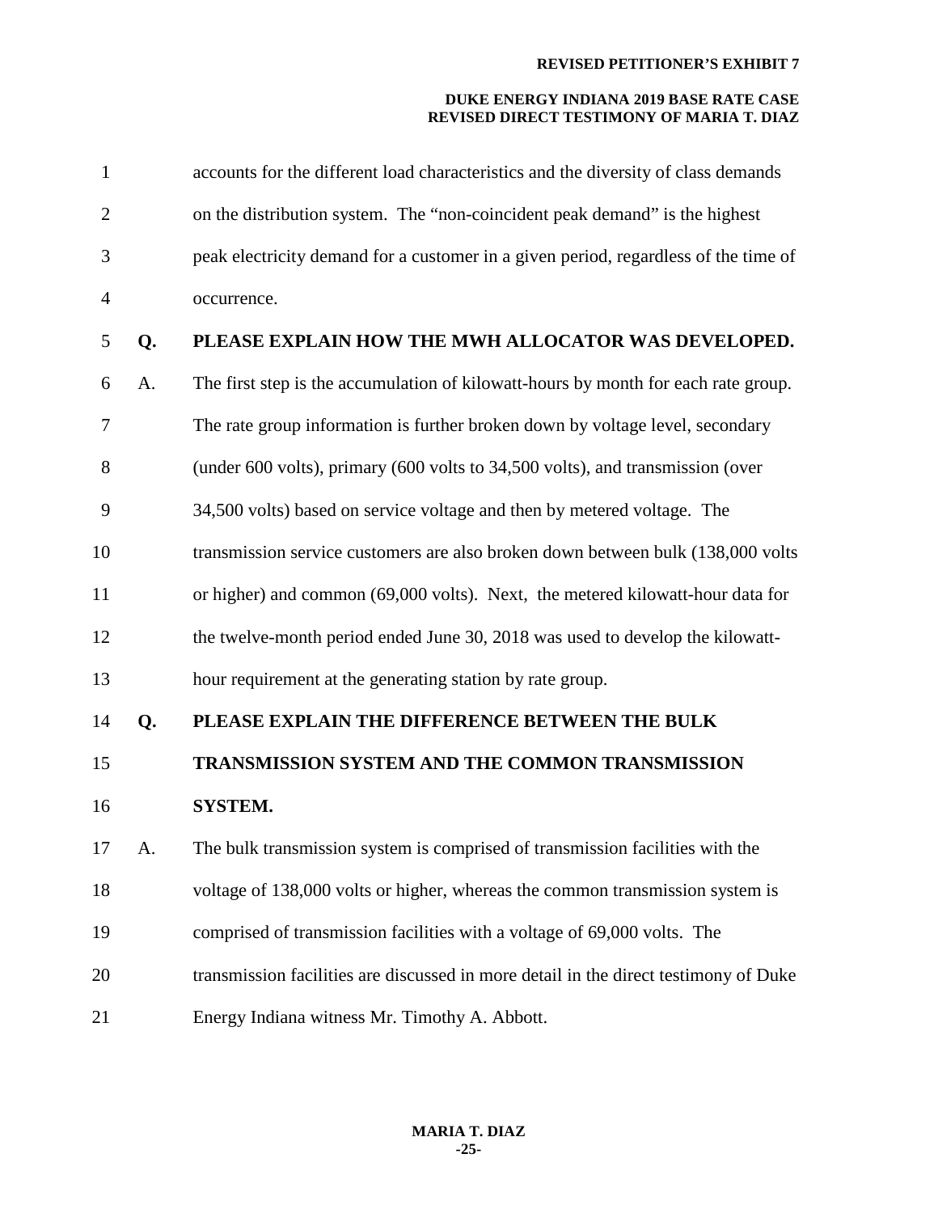accounts for the different load characteristics and the diversity of class demands on the distribution system. The "non-coincident peak demand" is the highest peak electricity demand for a customer in a given period, regardless of the time of occurrence.

**Q. PLEASE EXPLAIN HOW THE MWH ALLOCATOR WAS DEVELOPED.**

A. The first step is the accumulation of kilowatt-hours by month for each rate group. The rate group information is further broken down by voltage level, secondary (under 600 volts), primary (600 volts to 34,500 volts), and transmission (over 34,500 volts) based on service voltage and then by metered voltage. The transmission service customers are also broken down between bulk (138,000 volts or higher) and common (69,000 volts). Next, the metered kilowatt-hour data for the twelve-month period ended June 30, 2018 was used to develop the kilowatt-hour requirement at the generating station by rate group.

**Q. PLEASE EXPLAIN THE DIFFERENCE BETWEEN THE BULK TRANSMISSION SYSTEM AND THE COMMON TRANSMISSION SYSTEM.**

A. The bulk transmission system is comprised of transmission facilities with the voltage of 138,000 volts or higher, whereas the common transmission system is comprised of transmission facilities with a voltage of 69,000 volts. The transmission facilities are discussed in more detail in the direct testimony of Duke Energy Indiana witness Mr. Timothy A. Abbott.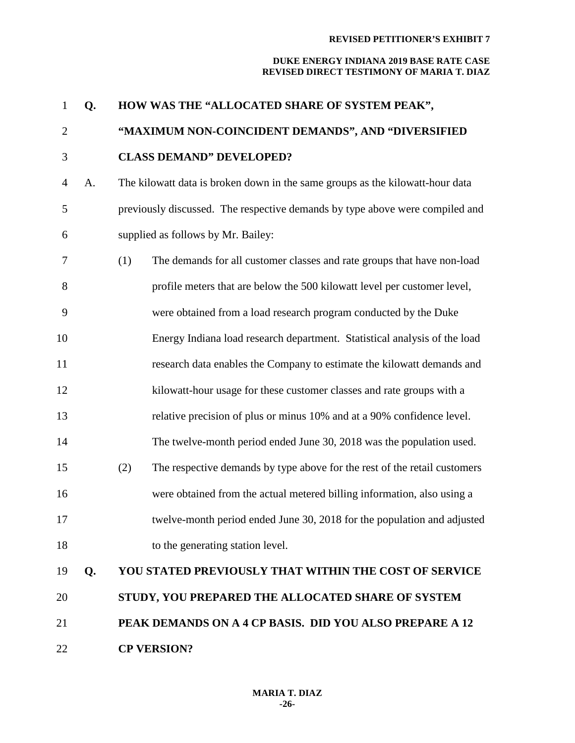**Q. HOW WAS THE "ALLOCATED SHARE OF SYSTEM PEAK", "MAXIMUM NON-COINCIDENT DEMANDS", AND "DIVERSIFIED CLASS DEMAND" DEVELOPED?**

A. The kilowatt data is broken down in the same groups as the kilowatt-hour data previously discussed. The respective demands by type above were compiled and supplied as follows by Mr. Bailey:

(1) The demands for all customer classes and rate groups that have non-load profile meters that are below the 500 kilowatt level per customer level, were obtained from a load research program conducted by the Duke Energy Indiana load research department. Statistical analysis of the load research data enables the Company to estimate the kilowatt demands and kilowatt-hour usage for these customer classes and rate groups with a relative precision of plus or minus 10% and at a 90% confidence level. The twelve-month period ended June 30, 2018 was the population used.

(2) The respective demands by type above for the rest of the retail customers were obtained from the actual metered billing information, also using a twelve-month period ended June 30, 2018 for the population and adjusted to the generating station level.

**Q. YOU STATED PREVIOUSLY THAT WITHIN THE COST OF SERVICE STUDY, YOU PREPARED THE ALLOCATED SHARE OF SYSTEM PEAK DEMANDS ON A 4 CP BASIS. DID YOU ALSO PREPARE A 12 CP VERSION?**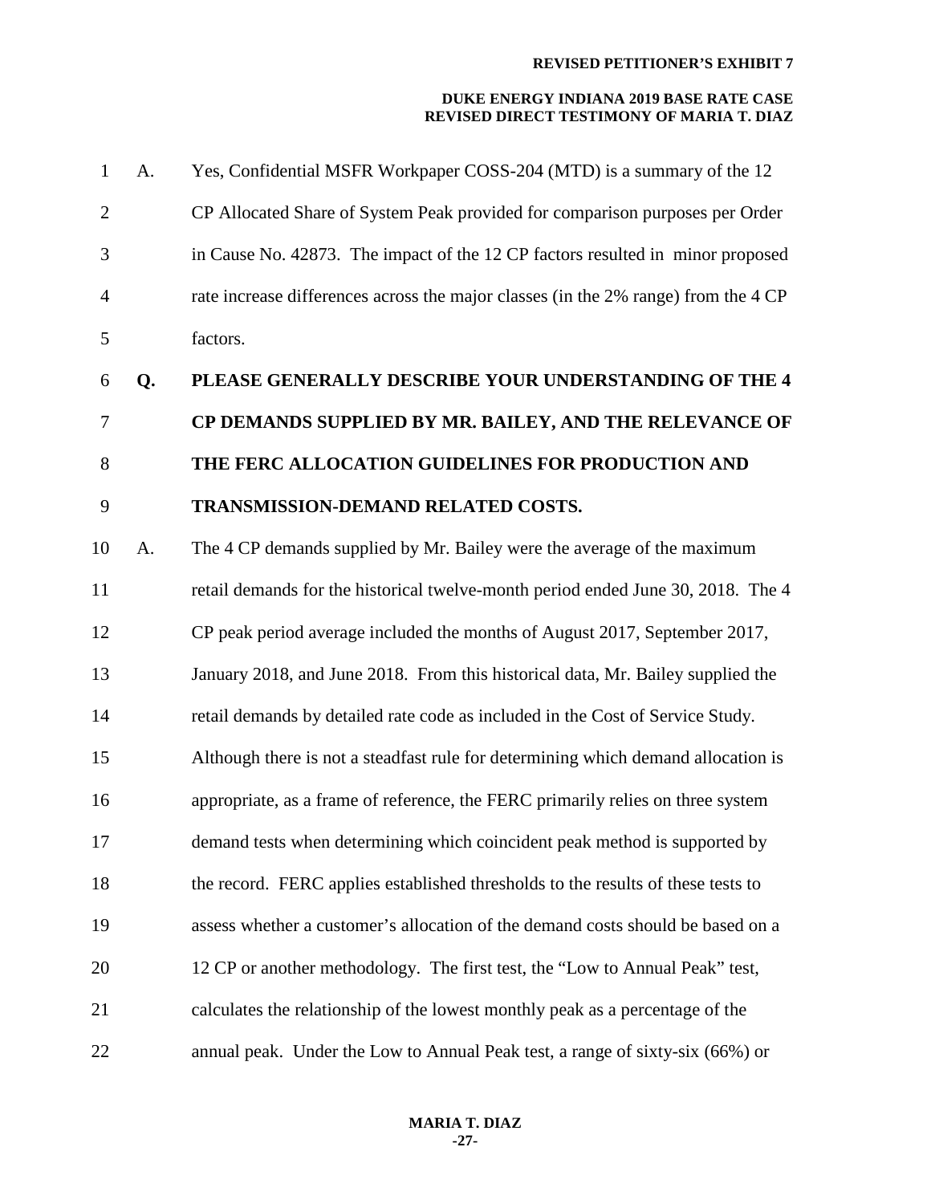A. Yes, Confidential MSFR Workpaper COSS-204 (MTD) is a summary of the 12 CP Allocated Share of System Peak provided for comparison purposes per Order in Cause No. 42873. The impact of the 12 CP factors resulted in minor proposed rate increase differences across the major classes (in the 2% range) from the 4 CP factors.

**Q. PLEASE GENERALLY DESCRIBE YOUR UNDERSTANDING OF THE 4 CP DEMANDS SUPPLIED BY MR. BAILEY, AND THE RELEVANCE OF THE FERC ALLOCATION GUIDELINES FOR PRODUCTION AND TRANSMISSION-DEMAND RELATED COSTS.**

A. The 4 CP demands supplied by Mr. Bailey were the average of the maximum retail demands for the historical twelve-month period ended June 30, 2018. The 4 CP peak period average included the months of August 2017, September 2017, January 2018, and June 2018. From this historical data, Mr. Bailey supplied the retail demands by detailed rate code as included in the Cost of Service Study. Although there is not a steadfast rule for determining which demand allocation is appropriate, as a frame of reference, the FERC primarily relies on three system demand tests when determining which coincident peak method is supported by the record. FERC applies established thresholds to the results of these tests to assess whether a customer's allocation of the demand costs should be based on a 12 CP or another methodology. The first test, the "Low to Annual Peak" test, calculates the relationship of the lowest monthly peak as a percentage of the annual peak. Under the Low to Annual Peak test, a range of sixty-six (66%) or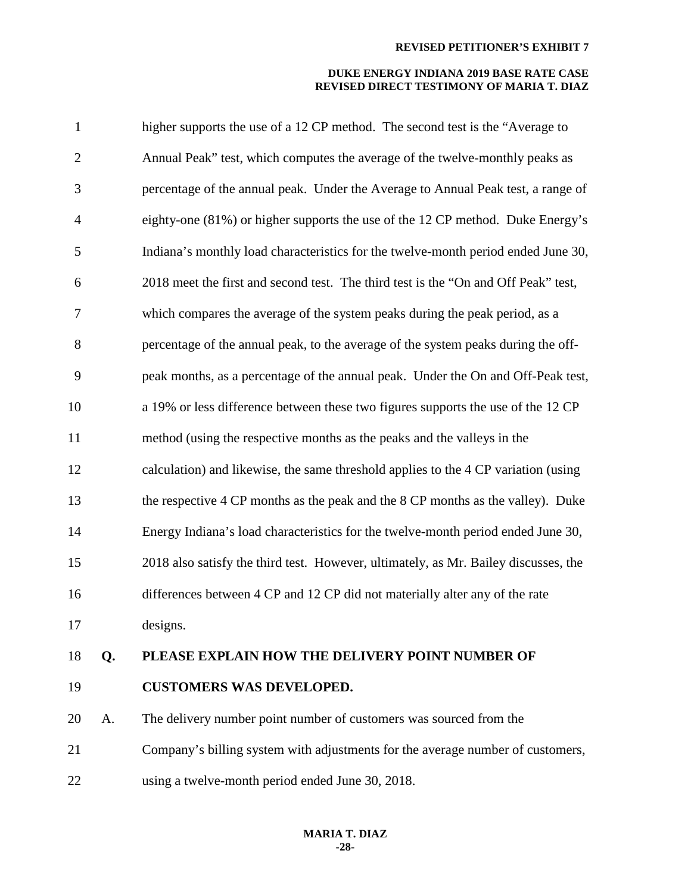higher supports the use of a 12 CP method. The second test is the "Average to Annual Peak" test, which computes the average of the twelve-monthly peaks as percentage of the annual peak. Under the Average to Annual Peak test, a range of eighty-one (81%) or higher supports the use of the 12 CP method. Duke Energy's Indiana's monthly load characteristics for the twelve-month period ended June 30, 2018 meet the first and second test. The third test is the "On and Off Peak" test, which compares the average of the system peaks during the peak period, as a percentage of the annual peak, to the average of the system peaks during the off-peak months, as a percentage of the annual peak. Under the On and Off-Peak test, a 19% or less difference between these two figures supports the use of the 12 CP method (using the respective months as the peaks and the valleys in the calculation) and likewise, the same threshold applies to the 4 CP variation (using the respective 4 CP months as the peak and the 8 CP months as the valley). Duke Energy Indiana's load characteristics for the twelve-month period ended June 30, 2018 also satisfy the third test. However, ultimately, as Mr. Bailey discusses, the differences between 4 CP and 12 CP did not materially alter any of the rate designs.

**Q. PLEASE EXPLAIN HOW THE DELIVERY POINT NUMBER OF CUSTOMERS WAS DEVELOPED.**

A. The delivery number point number of customers was sourced from the Company's billing system with adjustments for the average number of customers, using a twelve-month period ended June 30, 2018.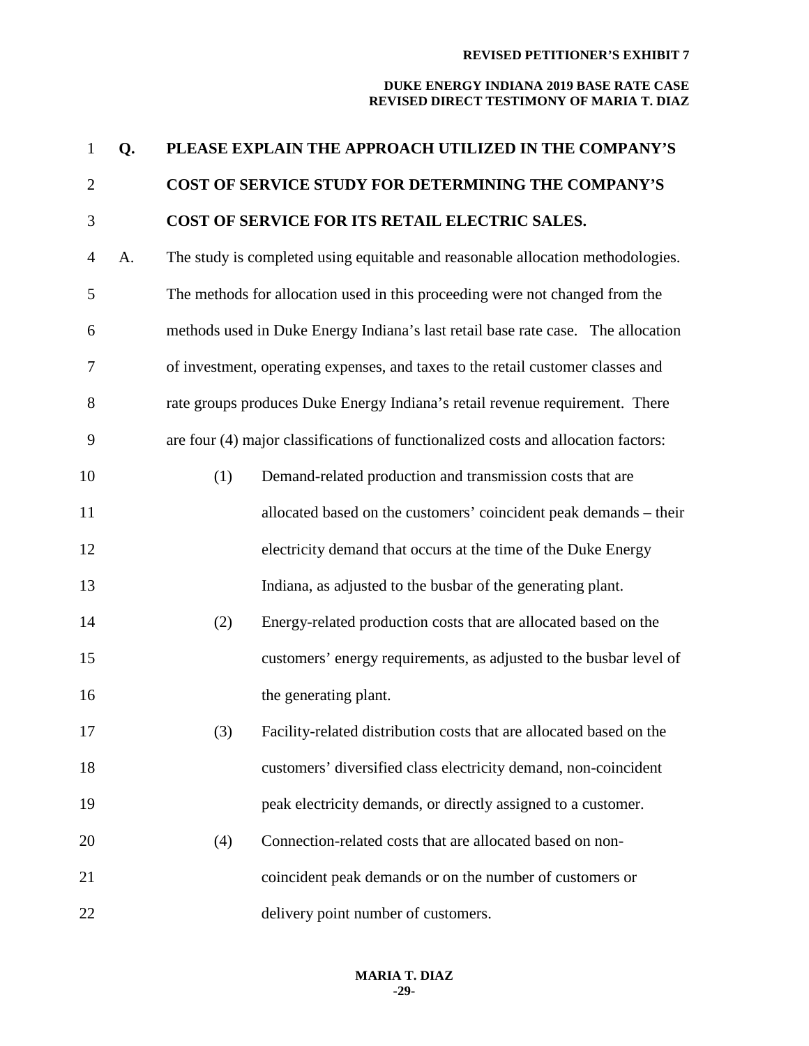**Q. PLEASE EXPLAIN THE APPROACH UTILIZED IN THE COMPANY'S COST OF SERVICE STUDY FOR DETERMINING THE COMPANY'S COST OF SERVICE FOR ITS RETAIL ELECTRIC SALES.**

A. The study is completed using equitable and reasonable allocation methodologies. The methods for allocation used in this proceeding were not changed from the methods used in Duke Energy Indiana's last retail base rate case. The allocation of investment, operating expenses, and taxes to the retail customer classes and rate groups produces Duke Energy Indiana's retail revenue requirement. There are four (4) major classifications of functionalized costs and allocation factors:

(1) Demand-related production and transmission costs that are allocated based on the customers' coincident peak demands – their electricity demand that occurs at the time of the Duke Energy Indiana, as adjusted to the busbar of the generating plant.

(2) Energy-related production costs that are allocated based on the customers' energy requirements, as adjusted to the busbar level of the generating plant.

(3) Facility-related distribution costs that are allocated based on the customers' diversified class electricity demand, non-coincident peak electricity demands, or directly assigned to a customer.

(4) Connection-related costs that are allocated based on non-coincident peak demands or on the number of customers or delivery point number of customers.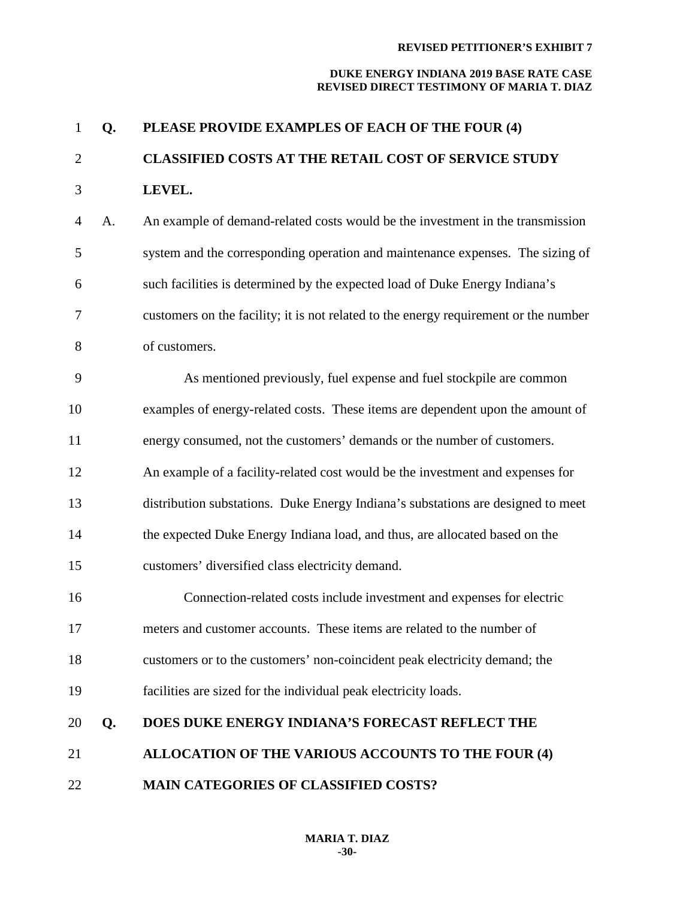**Q. PLEASE PROVIDE EXAMPLES OF EACH OF THE FOUR (4) CLASSIFIED COSTS AT THE RETAIL COST OF SERVICE STUDY LEVEL.**

A. An example of demand-related costs would be the investment in the transmission system and the corresponding operation and maintenance expenses. The sizing of such facilities is determined by the expected load of Duke Energy Indiana's customers on the facility; it is not related to the energy requirement or the number of customers.

As mentioned previously, fuel expense and fuel stockpile are common examples of energy-related costs. These items are dependent upon the amount of energy consumed, not the customers' demands or the number of customers. An example of a facility-related cost would be the investment and expenses for distribution substations. Duke Energy Indiana's substations are designed to meet the expected Duke Energy Indiana load, and thus, are allocated based on the customers' diversified class electricity demand.

Connection-related costs include investment and expenses for electric meters and customer accounts. These items are related to the number of customers or to the customers' non-coincident peak electricity demand; the facilities are sized for the individual peak electricity loads.

**Q. DOES DUKE ENERGY INDIANA'S FORECAST REFLECT THE ALLOCATION OF THE VARIOUS ACCOUNTS TO THE FOUR (4) MAIN CATEGORIES OF CLASSIFIED COSTS?**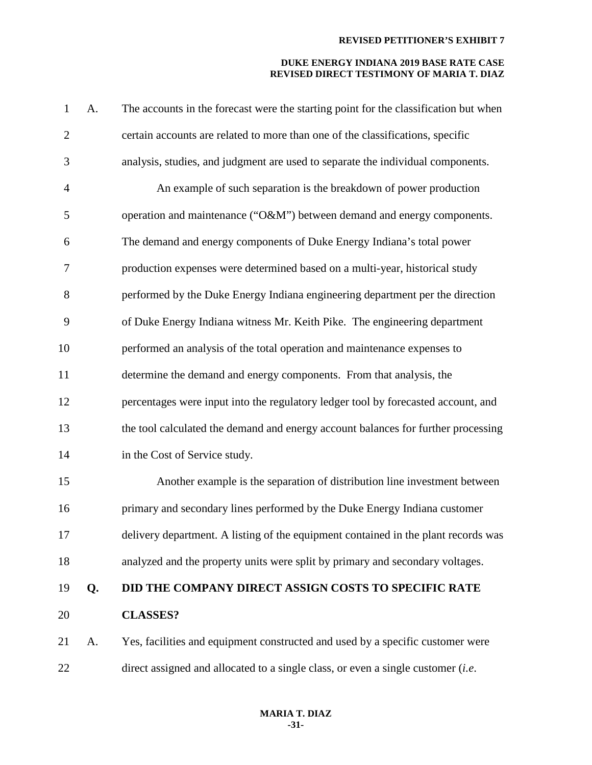A. The accounts in the forecast were the starting point for the classification but when certain accounts are related to more than one of the classifications, specific analysis, studies, and judgment are used to separate the individual components.

An example of such separation is the breakdown of power production operation and maintenance ("O&M") between demand and energy components. The demand and energy components of Duke Energy Indiana's total power production expenses were determined based on a multi-year, historical study performed by the Duke Energy Indiana engineering department per the direction of Duke Energy Indiana witness Mr. Keith Pike. The engineering department performed an analysis of the total operation and maintenance expenses to determine the demand and energy components. From that analysis, the percentages were input into the regulatory ledger tool by forecasted account, and the tool calculated the demand and energy account balances for further processing in the Cost of Service study.

Another example is the separation of distribution line investment between primary and secondary lines performed by the Duke Energy Indiana customer delivery department. A listing of the equipment contained in the plant records was analyzed and the property units were split by primary and secondary voltages.

**Q. DID THE COMPANY DIRECT ASSIGN COSTS TO SPECIFIC RATE CLASSES?**

A. Yes, facilities and equipment constructed and used by a specific customer were direct assigned and allocated to a single class, or even a single customer (*i.e.*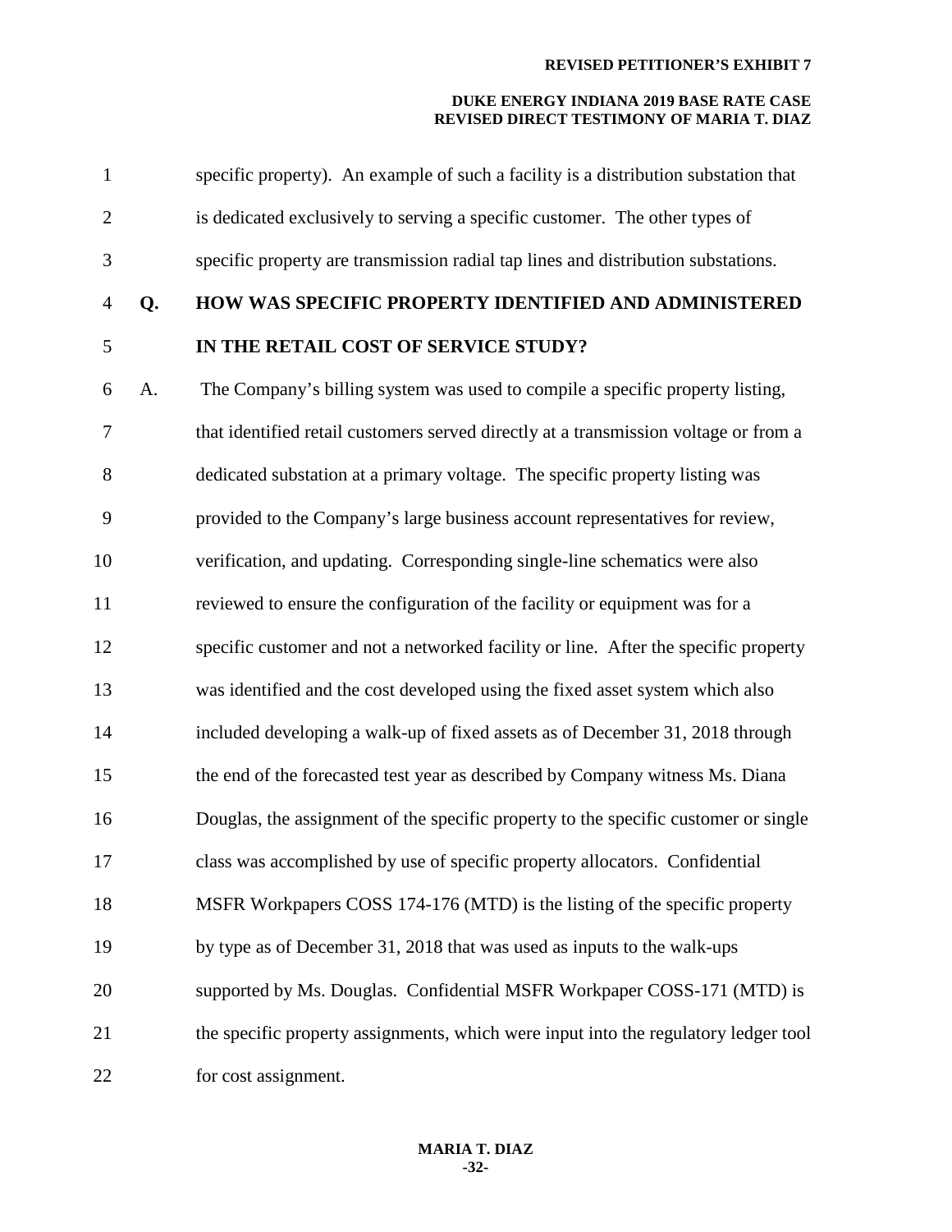specific property). An example of such a facility is a distribution substation that is dedicated exclusively to serving a specific customer. The other types of specific property are transmission radial tap lines and distribution substations.

**Q. HOW WAS SPECIFIC PROPERTY IDENTIFIED AND ADMINISTERED IN THE RETAIL COST OF SERVICE STUDY?**

A. The Company's billing system was used to compile a specific property listing, that identified retail customers served directly at a transmission voltage or from a dedicated substation at a primary voltage. The specific property listing was provided to the Company's large business account representatives for review, verification, and updating. Corresponding single-line schematics were also reviewed to ensure the configuration of the facility or equipment was for a specific customer and not a networked facility or line. After the specific property was identified and the cost developed using the fixed asset system which also included developing a walk-up of fixed assets as of December 31, 2018 through the end of the forecasted test year as described by Company witness Ms. Diana Douglas, the assignment of the specific property to the specific customer or single class was accomplished by use of specific property allocators. Confidential MSFR Workpapers COSS 174-176 (MTD) is the listing of the specific property by type as of December 31, 2018 that was used as inputs to the walk-ups supported by Ms. Douglas. Confidential MSFR Workpaper COSS-171 (MTD) is the specific property assignments, which were input into the regulatory ledger tool for cost assignment.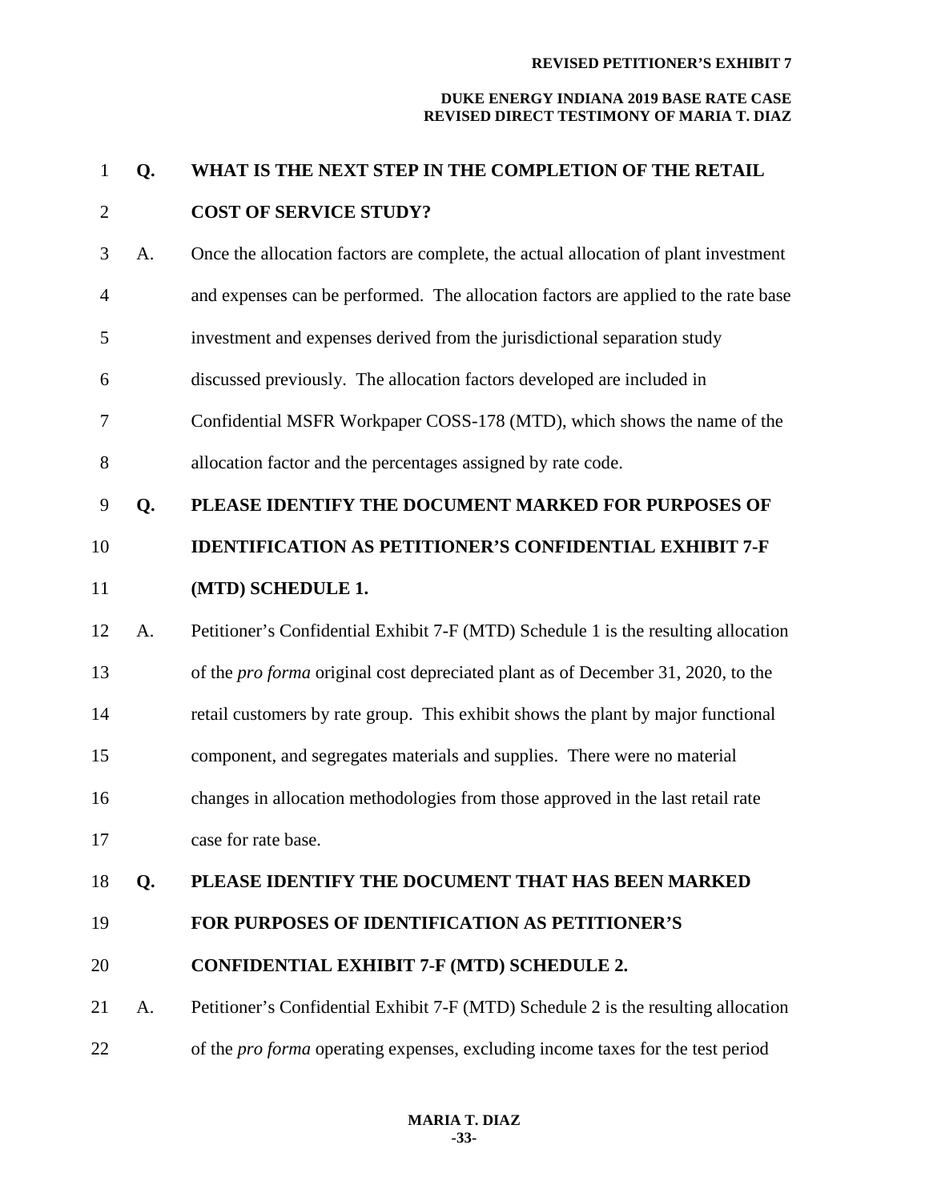**Q. WHAT IS THE NEXT STEP IN THE COMPLETION OF THE RETAIL COST OF SERVICE STUDY?**

A. Once the allocation factors are complete, the actual allocation of plant investment and expenses can be performed. The allocation factors are applied to the rate base investment and expenses derived from the jurisdictional separation study discussed previously. The allocation factors developed are included in Confidential MSFR Workpaper COSS-178 (MTD), which shows the name of the allocation factor and the percentages assigned by rate code.

**Q. PLEASE IDENTIFY THE DOCUMENT MARKED FOR PURPOSES OF IDENTIFICATION AS PETITIONER'S CONFIDENTIAL EXHIBIT 7-F (MTD) SCHEDULE 1.**

A. Petitioner's Confidential Exhibit 7-F (MTD) Schedule 1 is the resulting allocation of the *pro forma* original cost depreciated plant as of December 31, 2020, to the retail customers by rate group. This exhibit shows the plant by major functional component, and segregates materials and supplies. There were no material changes in allocation methodologies from those approved in the last retail rate case for rate base.

**Q. PLEASE IDENTIFY THE DOCUMENT THAT HAS BEEN MARKED FOR PURPOSES OF IDENTIFICATION AS PETITIONER'S CONFIDENTIAL EXHIBIT 7-F (MTD) SCHEDULE 2.**

A. Petitioner's Confidential Exhibit 7-F (MTD) Schedule 2 is the resulting allocation of the *pro forma* operating expenses, excluding income taxes for the test period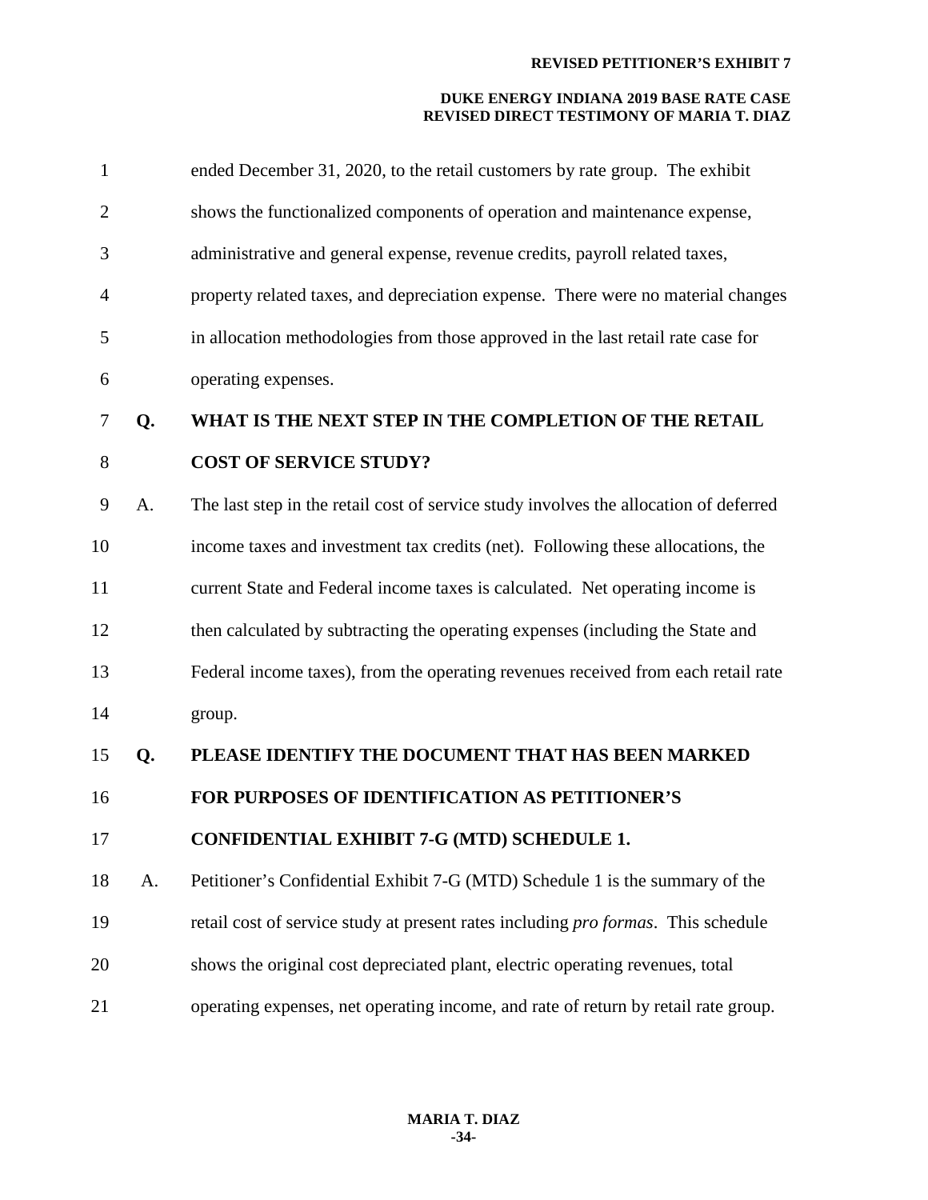ended December 31, 2020, to the retail customers by rate group. The exhibit shows the functionalized components of operation and maintenance expense, administrative and general expense, revenue credits, payroll related taxes, property related taxes, and depreciation expense. There were no material changes in allocation methodologies from those approved in the last retail rate case for operating expenses.

**Q. WHAT IS THE NEXT STEP IN THE COMPLETION OF THE RETAIL COST OF SERVICE STUDY?**

A. The last step in the retail cost of service study involves the allocation of deferred income taxes and investment tax credits (net). Following these allocations, the current State and Federal income taxes is calculated. Net operating income is then calculated by subtracting the operating expenses (including the State and Federal income taxes), from the operating revenues received from each retail rate group.

**Q. PLEASE IDENTIFY THE DOCUMENT THAT HAS BEEN MARKED FOR PURPOSES OF IDENTIFICATION AS PETITIONER'S CONFIDENTIAL EXHIBIT 7-G (MTD) SCHEDULE 1.**

A. Petitioner's Confidential Exhibit 7-G (MTD) Schedule 1 is the summary of the retail cost of service study at present rates including *pro formas*. This schedule shows the original cost depreciated plant, electric operating revenues, total operating expenses, net operating income, and rate of return by retail rate group.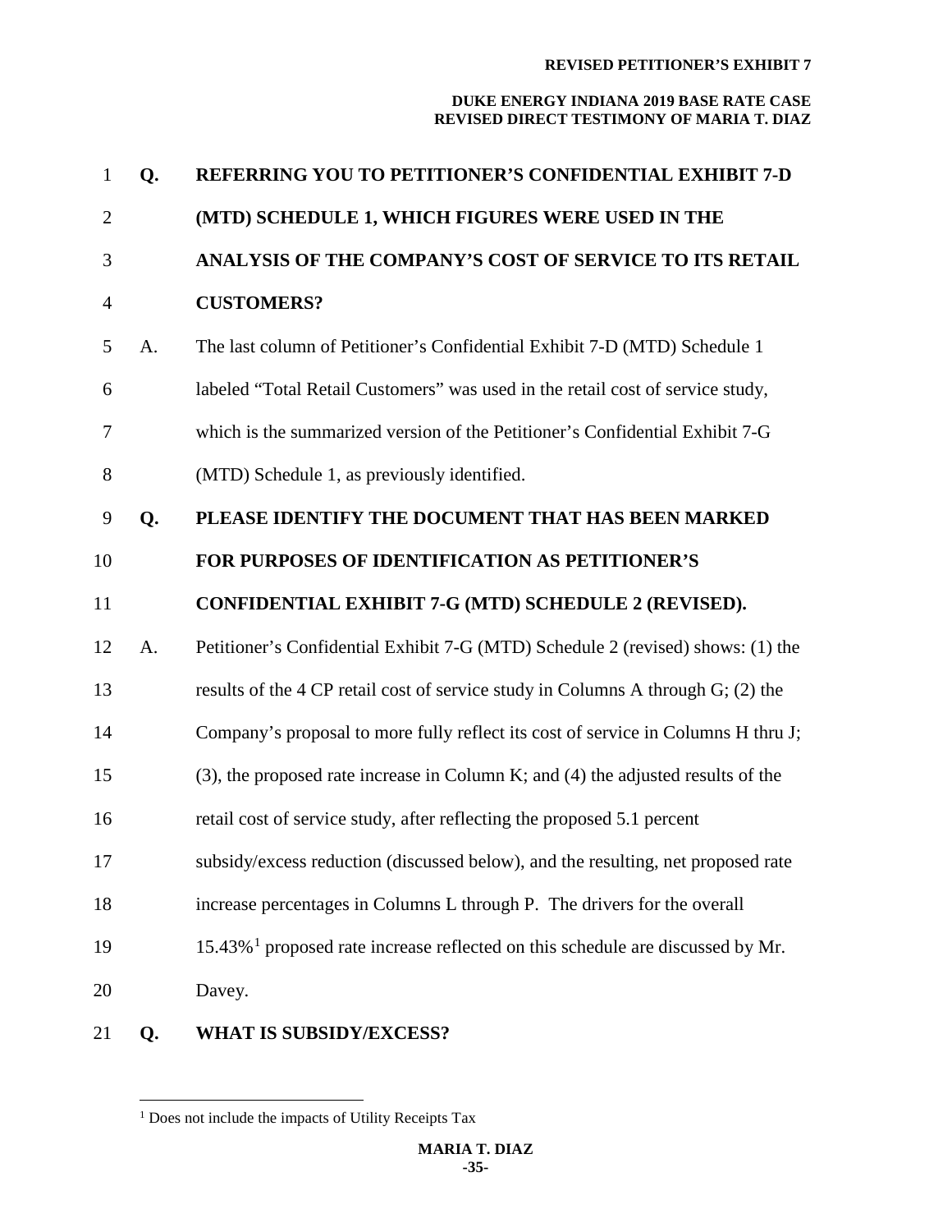**Q. REFERRING YOU TO PETITIONER'S CONFIDENTIAL EXHIBIT 7-D (MTD) SCHEDULE 1, WHICH FIGURES WERE USED IN THE ANALYSIS OF THE COMPANY'S COST OF SERVICE TO ITS RETAIL CUSTOMERS?**

A. The last column of Petitioner's Confidential Exhibit 7-D (MTD) Schedule 1 labeled "Total Retail Customers" was used in the retail cost of service study, which is the summarized version of the Petitioner's Confidential Exhibit 7-G (MTD) Schedule 1, as previously identified.

**Q. PLEASE IDENTIFY THE DOCUMENT THAT HAS BEEN MARKED FOR PURPOSES OF IDENTIFICATION AS PETITIONER'S CONFIDENTIAL EXHIBIT 7-G (MTD) SCHEDULE 2 (REVISED).**

A. Petitioner's Confidential Exhibit 7-G (MTD) Schedule 2 (revised) shows: (1) the results of the 4 CP retail cost of service study in Columns A through G; (2) the Company's proposal to more fully reflect its cost of service in Columns H thru J; (3), the proposed rate increase in Column K; and (4) the adjusted results of the retail cost of service study, after reflecting the proposed 5.1 percent subsidy/excess reduction (discussed below), and the resulting, net proposed rate increase percentages in Columns L through P. The drivers for the overall 15.43%[1] proposed rate increase reflected on this schedule are discussed by Mr. Davey.

**Q. WHAT IS SUBSIDY/EXCESS?**

[1] Does not include the impacts of Utility Receipts Tax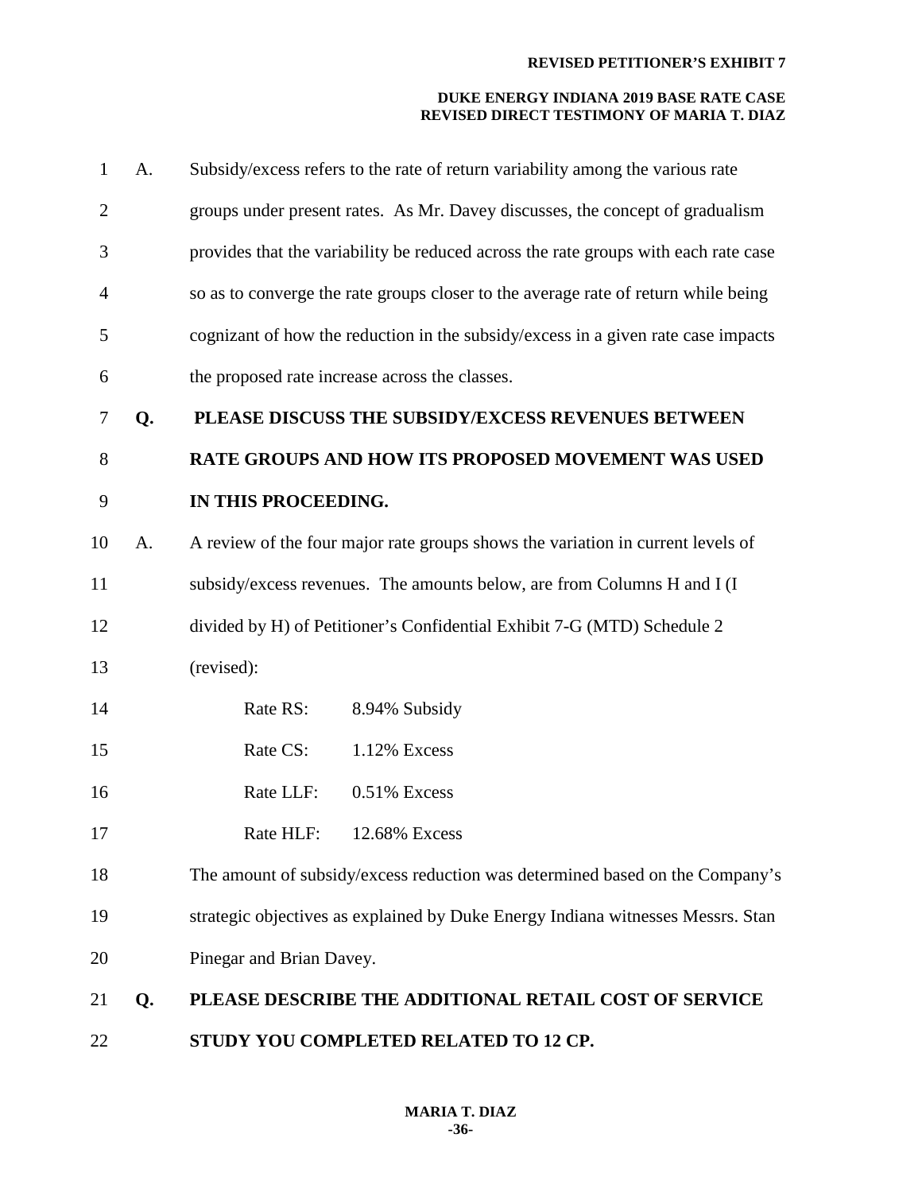A. Subsidy/excess refers to the rate of return variability among the various rate groups under present rates. As Mr. Davey discusses, the concept of gradualism provides that the variability be reduced across the rate groups with each rate case so as to converge the rate groups closer to the average rate of return while being cognizant of how the reduction in the subsidy/excess in a given rate case impacts the proposed rate increase across the classes.

**Q. PLEASE DISCUSS THE SUBSIDY/EXCESS REVENUES BETWEEN RATE GROUPS AND HOW ITS PROPOSED MOVEMENT WAS USED IN THIS PROCEEDING.**

A. A review of the four major rate groups shows the variation in current levels of subsidy/excess revenues. The amounts below, are from Columns H and I (I divided by H) of Petitioner's Confidential Exhibit 7-G (MTD) Schedule 2 (revised):

| | |
|---|---|
| Rate RS: | 8.94% Subsidy |
| Rate CS: | 1.12% Excess |
| Rate LLF: | 0.51% Excess |
| Rate HLF: | 12.68% Excess |

The amount of subsidy/excess reduction was determined based on the Company's strategic objectives as explained by Duke Energy Indiana witnesses Messrs. Stan Pinegar and Brian Davey.

**Q. PLEASE DESCRIBE THE ADDITIONAL RETAIL COST OF SERVICE STUDY YOU COMPLETED RELATED TO 12 CP.**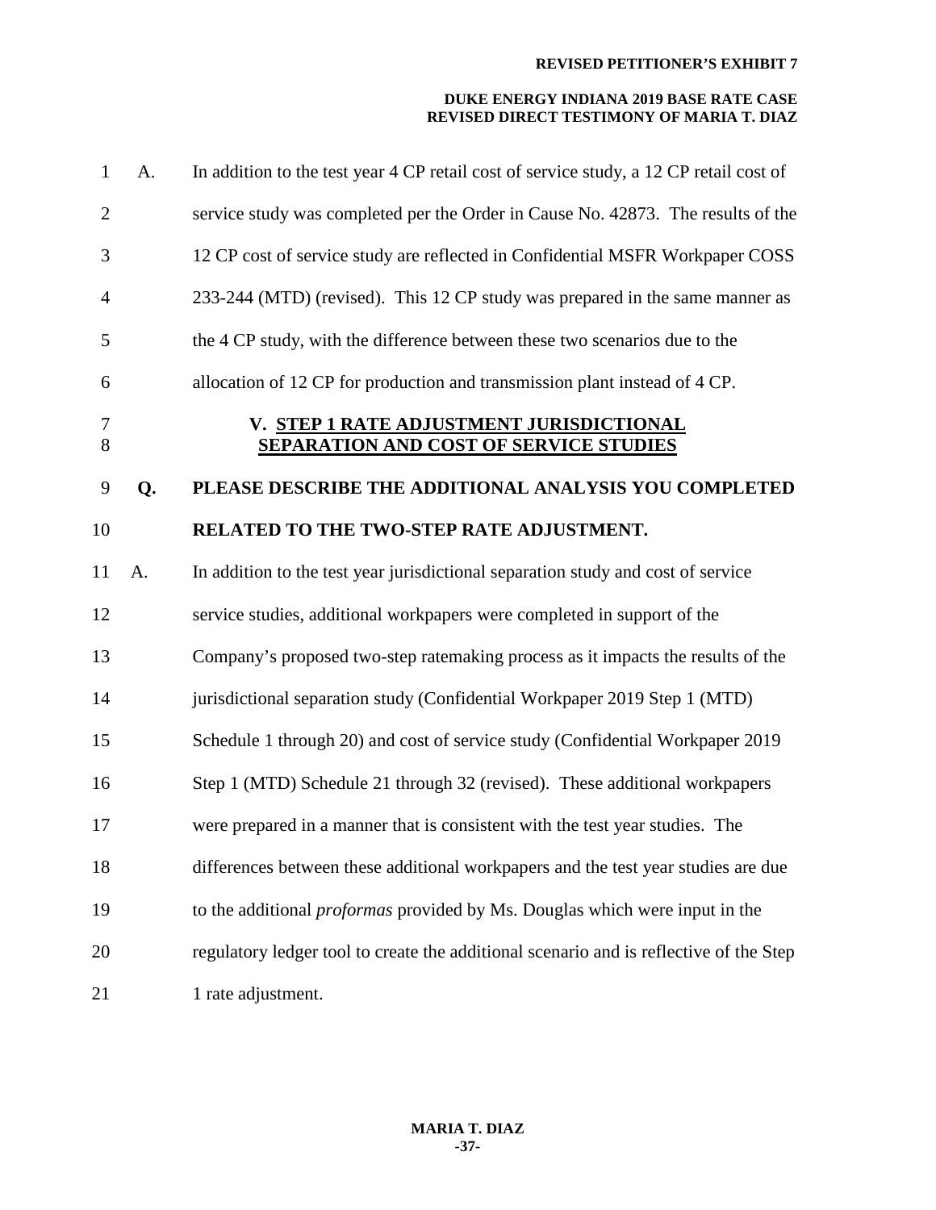A. In addition to the test year 4 CP retail cost of service study, a 12 CP retail cost of service study was completed per the Order in Cause No. 42873. The results of the 12 CP cost of service study are reflected in Confidential MSFR Workpaper COSS 233-244 (MTD) (revised). This 12 CP study was prepared in the same manner as the 4 CP study, with the difference between these two scenarios due to the allocation of 12 CP for production and transmission plant instead of 4 CP.

## V. STEP 1 RATE ADJUSTMENT JURISDICTIONAL SEPARATION AND COST OF SERVICE STUDIES

**Q. PLEASE DESCRIBE THE ADDITIONAL ANALYSIS YOU COMPLETED RELATED TO THE TWO-STEP RATE ADJUSTMENT.**

A. In addition to the test year jurisdictional separation study and cost of service service studies, additional workpapers were completed in support of the Company's proposed two-step ratemaking process as it impacts the results of the jurisdictional separation study (Confidential Workpaper 2019 Step 1 (MTD) Schedule 1 through 20) and cost of service study (Confidential Workpaper 2019 Step 1 (MTD) Schedule 21 through 32 (revised). These additional workpapers were prepared in a manner that is consistent with the test year studies. The differences between these additional workpapers and the test year studies are due to the additional *proformas* provided by Ms. Douglas which were input in the regulatory ledger tool to create the additional scenario and is reflective of the Step 1 rate adjustment.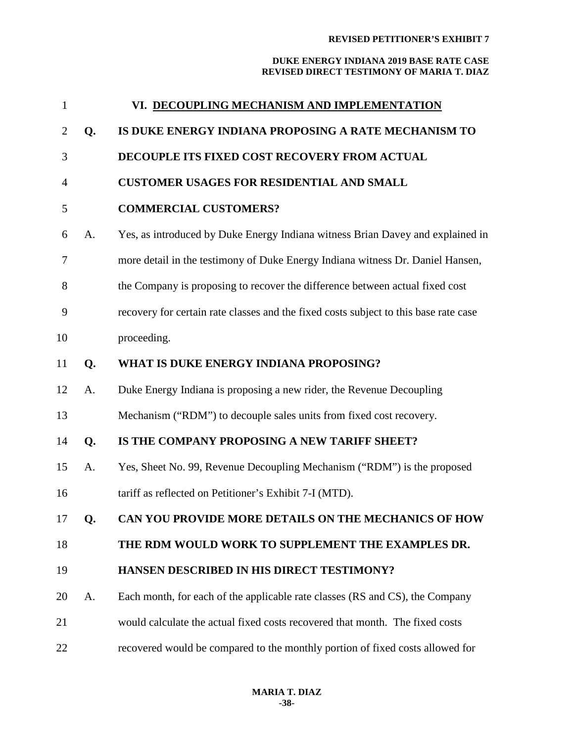## VI. DECOUPLING MECHANISM AND IMPLEMENTATION

**Q. IS DUKE ENERGY INDIANA PROPOSING A RATE MECHANISM TO DECOUPLE ITS FIXED COST RECOVERY FROM ACTUAL CUSTOMER USAGES FOR RESIDENTIAL AND SMALL COMMERCIAL CUSTOMERS?**

A. Yes, as introduced by Duke Energy Indiana witness Brian Davey and explained in more detail in the testimony of Duke Energy Indiana witness Dr. Daniel Hansen, the Company is proposing to recover the difference between actual fixed cost recovery for certain rate classes and the fixed costs subject to this base rate case proceeding.

**Q. WHAT IS DUKE ENERGY INDIANA PROPOSING?**

A. Duke Energy Indiana is proposing a new rider, the Revenue Decoupling Mechanism ("RDM") to decouple sales units from fixed cost recovery.

**Q. IS THE COMPANY PROPOSING A NEW TARIFF SHEET?**

A. Yes, Sheet No. 99, Revenue Decoupling Mechanism ("RDM") is the proposed tariff as reflected on Petitioner's Exhibit 7-I (MTD).

**Q. CAN YOU PROVIDE MORE DETAILS ON THE MECHANICS OF HOW THE RDM WOULD WORK TO SUPPLEMENT THE EXAMPLES DR. HANSEN DESCRIBED IN HIS DIRECT TESTIMONY?**

A. Each month, for each of the applicable rate classes (RS and CS), the Company would calculate the actual fixed costs recovered that month. The fixed costs recovered would be compared to the monthly portion of fixed costs allowed for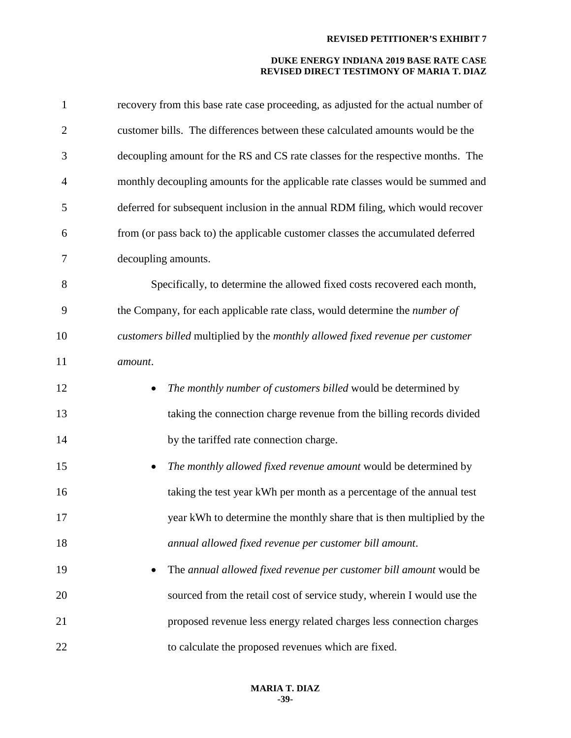recovery from this base rate case proceeding, as adjusted for the actual number of customer bills. The differences between these calculated amounts would be the decoupling amount for the RS and CS rate classes for the respective months. The monthly decoupling amounts for the applicable rate classes would be summed and deferred for subsequent inclusion in the annual RDM filing, which would recover from (or pass back to) the applicable customer classes the accumulated deferred decoupling amounts.

Specifically, to determine the allowed fixed costs recovered each month, the Company, for each applicable rate class, would determine the *number of customers billed* multiplied by the *monthly allowed fixed revenue per customer amount*.

- *The monthly number of customers billed* would be determined by taking the connection charge revenue from the billing records divided by the tariffed rate connection charge.
- *The monthly allowed fixed revenue amount* would be determined by taking the test year kWh per month as a percentage of the annual test year kWh to determine the monthly share that is then multiplied by the *annual allowed fixed revenue per customer bill amount*.
- The *annual allowed fixed revenue per customer bill amount* would be sourced from the retail cost of service study, wherein I would use the proposed revenue less energy related charges less connection charges to calculate the proposed revenues which are fixed.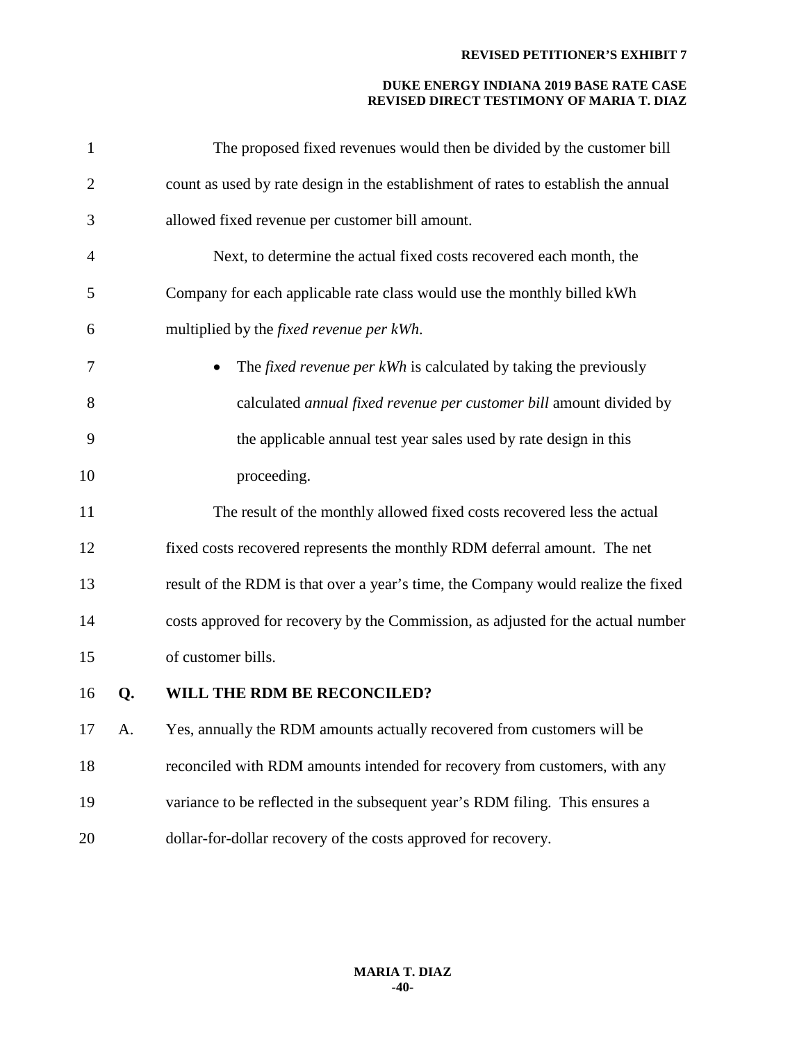The proposed fixed revenues would then be divided by the customer bill count as used by rate design in the establishment of rates to establish the annual allowed fixed revenue per customer bill amount.

Next, to determine the actual fixed costs recovered each month, the Company for each applicable rate class would use the monthly billed kWh multiplied by the *fixed revenue per kWh*.

- The *fixed revenue per kWh* is calculated by taking the previously calculated *annual fixed revenue per customer bill* amount divided by the applicable annual test year sales used by rate design in this proceeding.

The result of the monthly allowed fixed costs recovered less the actual fixed costs recovered represents the monthly RDM deferral amount. The net result of the RDM is that over a year's time, the Company would realize the fixed costs approved for recovery by the Commission, as adjusted for the actual number of customer bills.

**Q. WILL THE RDM BE RECONCILED?**

A. Yes, annually the RDM amounts actually recovered from customers will be reconciled with RDM amounts intended for recovery from customers, with any variance to be reflected in the subsequent year's RDM filing. This ensures a dollar-for-dollar recovery of the costs approved for recovery.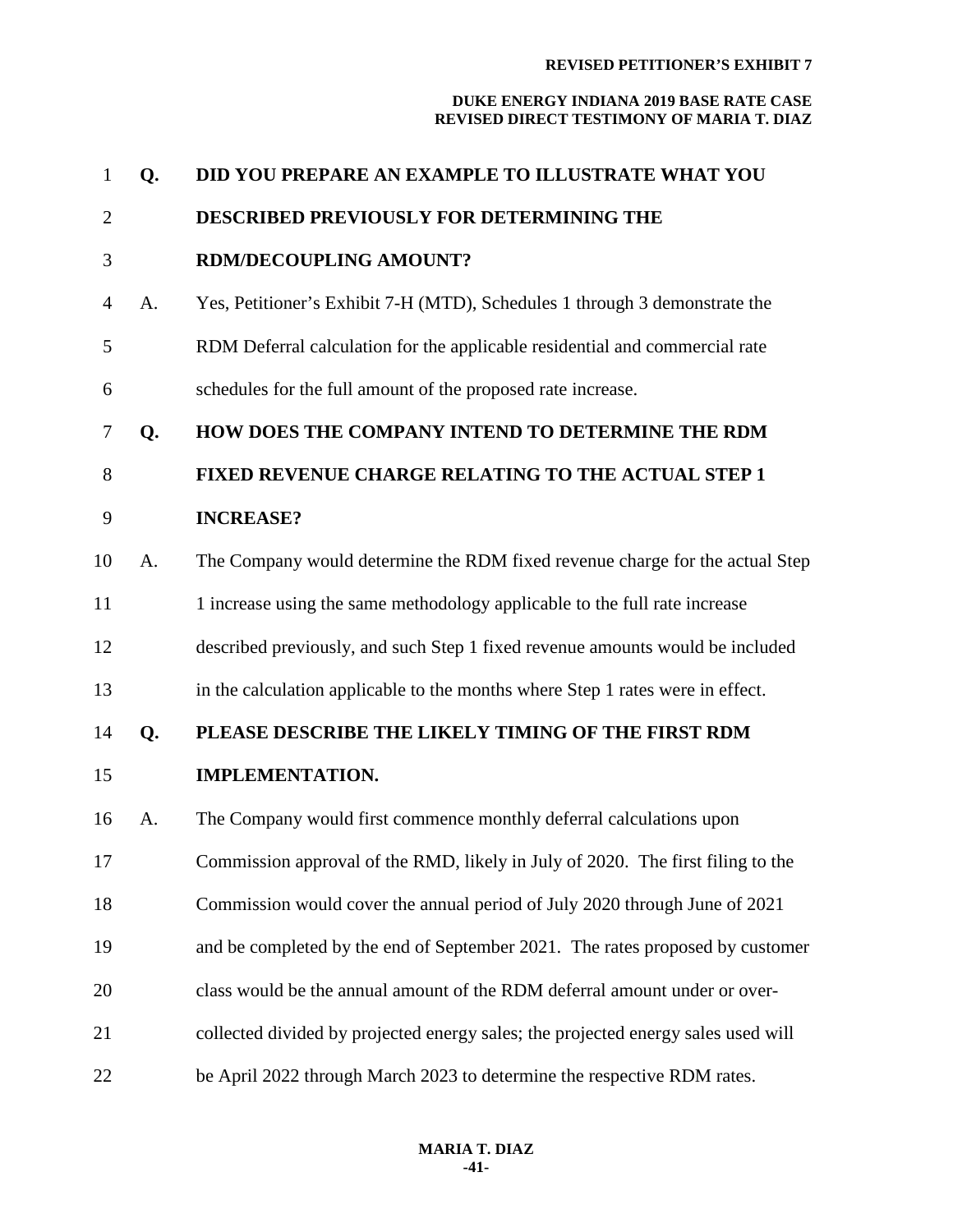**Q. DID YOU PREPARE AN EXAMPLE TO ILLUSTRATE WHAT YOU DESCRIBED PREVIOUSLY FOR DETERMINING THE RDM/DECOUPLING AMOUNT?**

A. Yes, Petitioner's Exhibit 7-H (MTD), Schedules 1 through 3 demonstrate the RDM Deferral calculation for the applicable residential and commercial rate schedules for the full amount of the proposed rate increase.

**Q. HOW DOES THE COMPANY INTEND TO DETERMINE THE RDM FIXED REVENUE CHARGE RELATING TO THE ACTUAL STEP 1 INCREASE?**

A. The Company would determine the RDM fixed revenue charge for the actual Step 1 increase using the same methodology applicable to the full rate increase described previously, and such Step 1 fixed revenue amounts would be included in the calculation applicable to the months where Step 1 rates were in effect.

**Q. PLEASE DESCRIBE THE LIKELY TIMING OF THE FIRST RDM IMPLEMENTATION.**

A. The Company would first commence monthly deferral calculations upon Commission approval of the RMD, likely in July of 2020. The first filing to the Commission would cover the annual period of July 2020 through June of 2021 and be completed by the end of September 2021. The rates proposed by customer class would be the annual amount of the RDM deferral amount under or over-collected divided by projected energy sales; the projected energy sales used will be April 2022 through March 2023 to determine the respective RDM rates.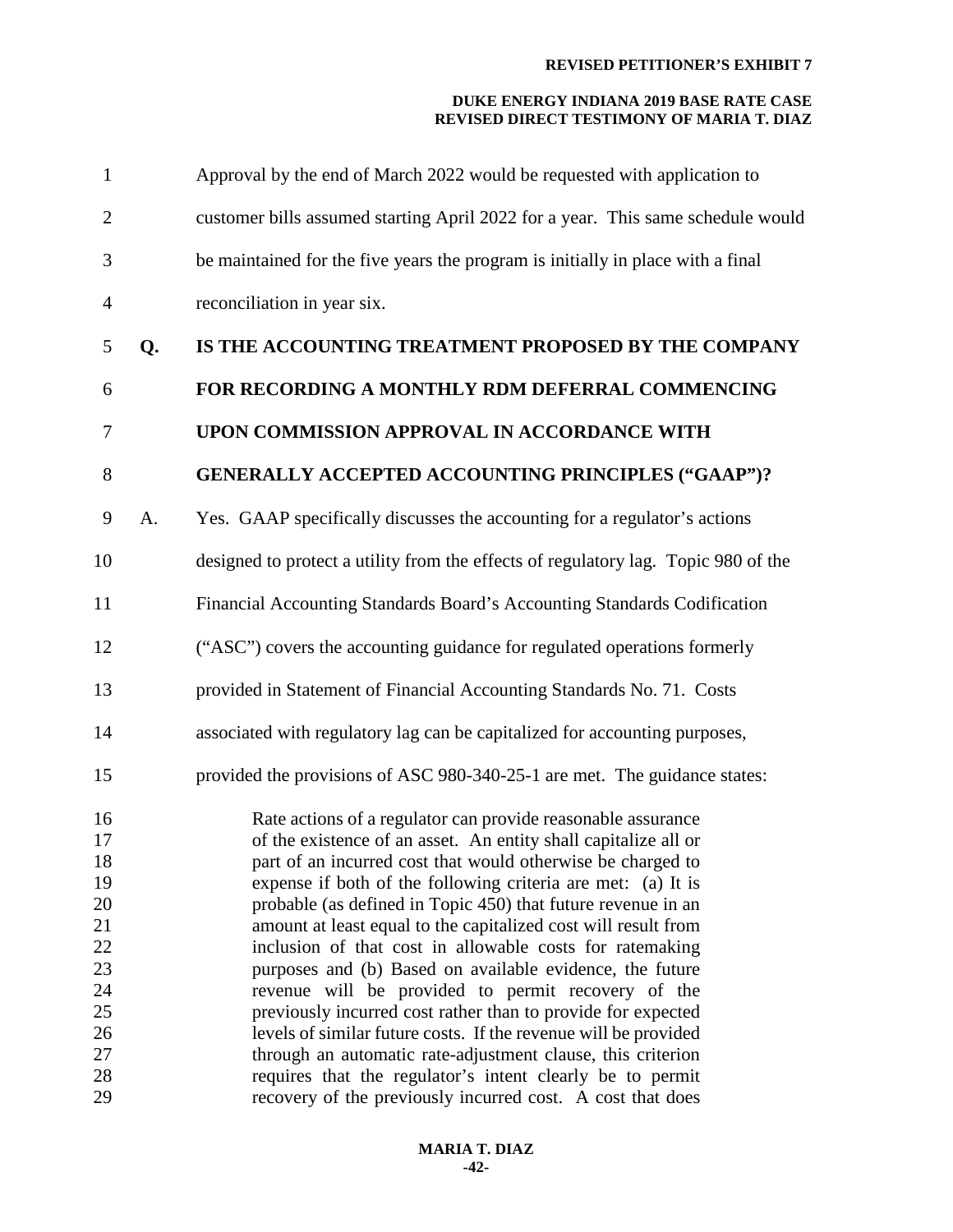Approval by the end of March 2022 would be requested with application to customer bills assumed starting April 2022 for a year. This same schedule would be maintained for the five years the program is initially in place with a final reconciliation in year six.

**Q. IS THE ACCOUNTING TREATMENT PROPOSED BY THE COMPANY FOR RECORDING A MONTHLY RDM DEFERRAL COMMENCING UPON COMMISSION APPROVAL IN ACCORDANCE WITH GENERALLY ACCEPTED ACCOUNTING PRINCIPLES ("GAAP")?**

A. Yes. GAAP specifically discusses the accounting for a regulator's actions designed to protect a utility from the effects of regulatory lag. Topic 980 of the Financial Accounting Standards Board's Accounting Standards Codification ("ASC") covers the accounting guidance for regulated operations formerly provided in Statement of Financial Accounting Standards No. 71. Costs associated with regulatory lag can be capitalized for accounting purposes, provided the provisions of ASC 980-340-25-1 are met. The guidance states:

> Rate actions of a regulator can provide reasonable assurance of the existence of an asset. An entity shall capitalize all or part of an incurred cost that would otherwise be charged to expense if both of the following criteria are met: (a) It is probable (as defined in Topic 450) that future revenue in an amount at least equal to the capitalized cost will result from inclusion of that cost in allowable costs for ratemaking purposes and (b) Based on available evidence, the future revenue will be provided to permit recovery of the previously incurred cost rather than to provide for expected levels of similar future costs. If the revenue will be provided through an automatic rate-adjustment clause, this criterion requires that the regulator's intent clearly be to permit recovery of the previously incurred cost. A cost that does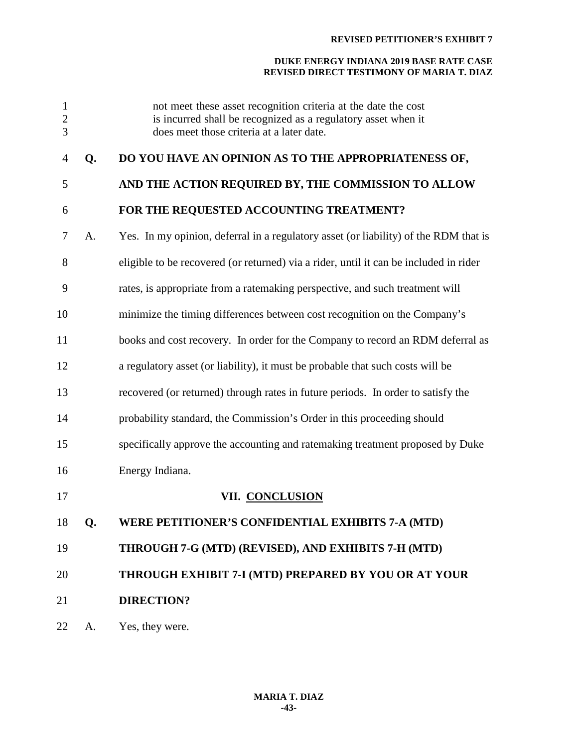> not meet these asset recognition criteria at the date the cost is incurred shall be recognized as a regulatory asset when it does meet those criteria at a later date.

**Q. DO YOU HAVE AN OPINION AS TO THE APPROPRIATENESS OF, AND THE ACTION REQUIRED BY, THE COMMISSION TO ALLOW FOR THE REQUESTED ACCOUNTING TREATMENT?**

A. Yes. In my opinion, deferral in a regulatory asset (or liability) of the RDM that is eligible to be recovered (or returned) via a rider, until it can be included in rider rates, is appropriate from a ratemaking perspective, and such treatment will minimize the timing differences between cost recognition on the Company's books and cost recovery. In order for the Company to record an RDM deferral as a regulatory asset (or liability), it must be probable that such costs will be recovered (or returned) through rates in future periods. In order to satisfy the probability standard, the Commission's Order in this proceeding should specifically approve the accounting and ratemaking treatment proposed by Duke Energy Indiana.

## VII. CONCLUSION

**Q. WERE PETITIONER'S CONFIDENTIAL EXHIBITS 7-A (MTD) THROUGH 7-G (MTD) (REVISED), AND EXHIBITS 7-H (MTD) THROUGH EXHIBIT 7-I (MTD) PREPARED BY YOU OR AT YOUR DIRECTION?**

A. Yes, they were.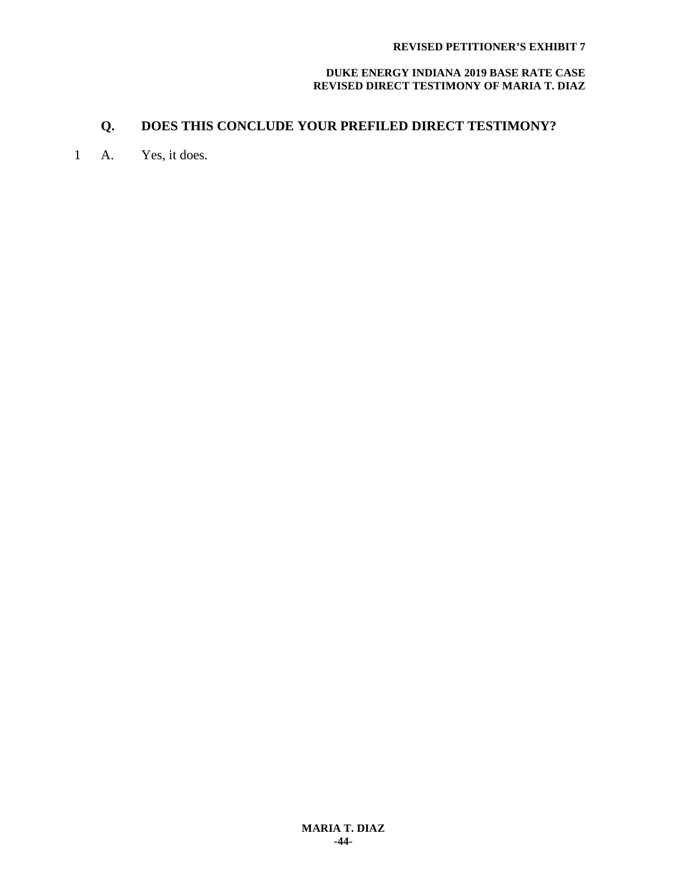**Q. DOES THIS CONCLUDE YOUR PREFILED DIRECT TESTIMONY?**

1 A. Yes, it does.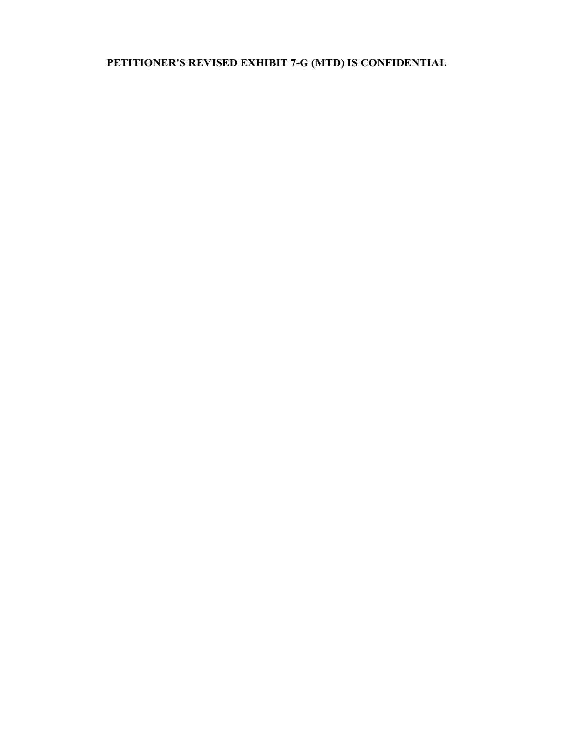**PETITIONER'S REVISED EXHIBIT 7-G (MTD) IS CONFIDENTIAL**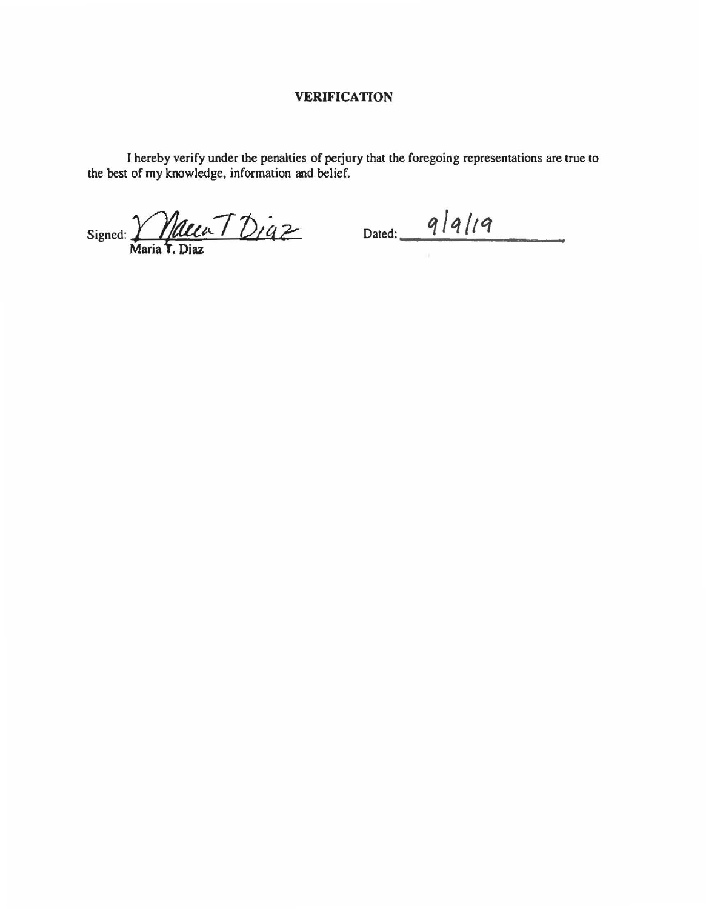## VERIFICATION

I hereby verify under the penalties of perjury that the foregoing representations are true to the best of my knowledge, information and belief.

Signed: Maria T Diaz
Maria T. Diaz

Dated: 9/9/19